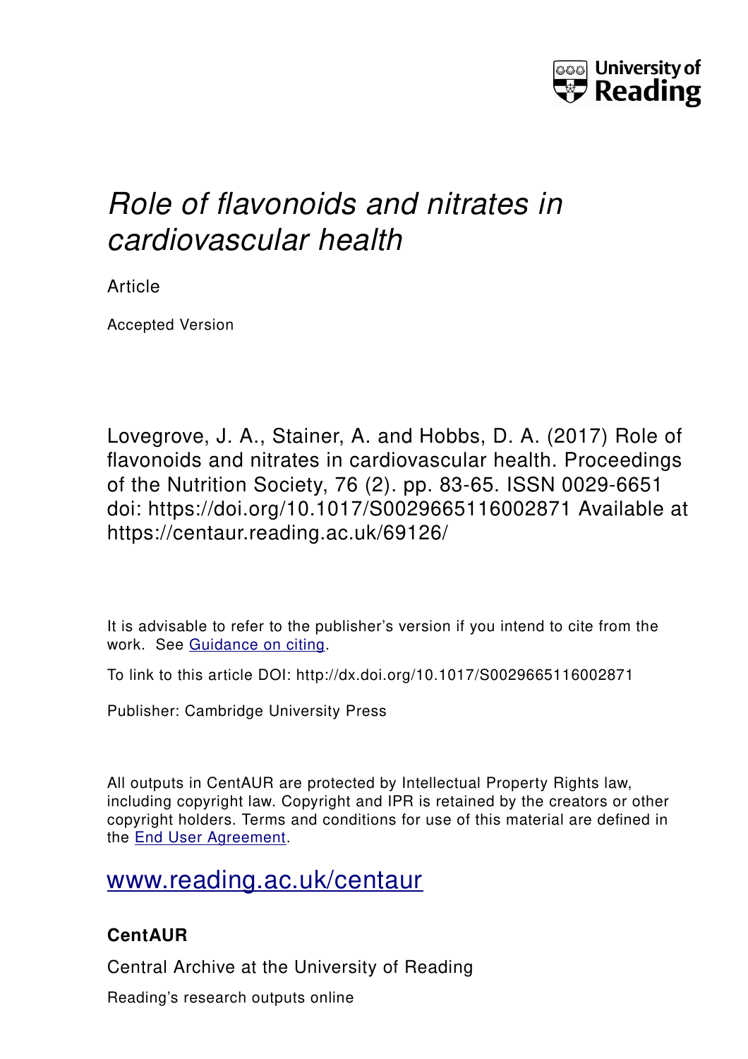University of Reading

# *Role of flavonoids and nitrates in cardiovascular health*

Article

Accepted Version

Lovegrove, J. A., Stainer, A. and Hobbs, D. A. (2017) Role of flavonoids and nitrates in cardiovascular health. Proceedings of the Nutrition Society, 76 (2). pp. 83-65. ISSN 0029-6651 doi: https://doi.org/10.1017/S0029665116002871 Available at https://centaur.reading.ac.uk/69126/

It is advisable to refer to the publisher's version if you intend to cite from the work. See Guidance on citing.

To link to this article DOI: http://dx.doi.org/10.1017/S0029665116002871

Publisher: Cambridge University Press

All outputs in CentAUR are protected by Intellectual Property Rights law, including copyright law. Copyright and IPR is retained by the creators or other copyright holders. Terms and conditions for use of this material are defined in the End User Agreement.

www.reading.ac.uk/centaur

## CentAUR

Central Archive at the University of Reading

Reading's research outputs online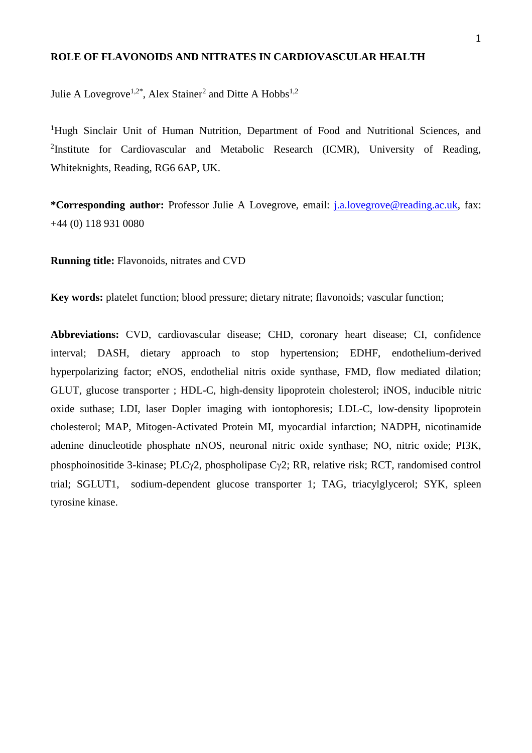**ROLE OF FLAVONOIDS AND NITRATES IN CARDIOVASCULAR HEALTH**

Julie A Lovegrove[1,2*], Alex Stainer[2] and Ditte A Hobbs[1,2]

[1]Hugh Sinclair Unit of Human Nutrition, Department of Food and Nutritional Sciences, and [2]Institute for Cardiovascular and Metabolic Research (ICMR), University of Reading, Whiteknights, Reading, RG6 6AP, UK.

**\*Corresponding author:** Professor Julie A Lovegrove, email: j.a.lovegrove@reading.ac.uk, fax: +44 (0) 118 931 0080

**Running title:** Flavonoids, nitrates and CVD

**Key words:** platelet function; blood pressure; dietary nitrate; flavonoids; vascular function;

**Abbreviations:** CVD, cardiovascular disease; CHD, coronary heart disease; CI, confidence interval; DASH, dietary approach to stop hypertension; EDHF, endothelium-derived hyperpolarizing factor; eNOS, endothelial nitris oxide synthase, FMD, flow mediated dilation; GLUT, glucose transporter ; HDL-C, high-density lipoprotein cholesterol; iNOS, inducible nitric oxide suthase; LDI, laser Dopler imaging with iontophoresis; LDL-C, low-density lipoprotein cholesterol; MAP, Mitogen-Activated Protein MI, myocardial infarction; NADPH, nicotinamide adenine dinucleotide phosphate nNOS, neuronal nitric oxide synthase; NO, nitric oxide; PI3K, phosphoinositide 3-kinase; PLCγ2, phospholipase Cγ2; RR, relative risk; RCT, randomised control trial; SGLUT1, sodium-dependent glucose transporter 1; TAG, triacylglycerol; SYK, spleen tyrosine kinase.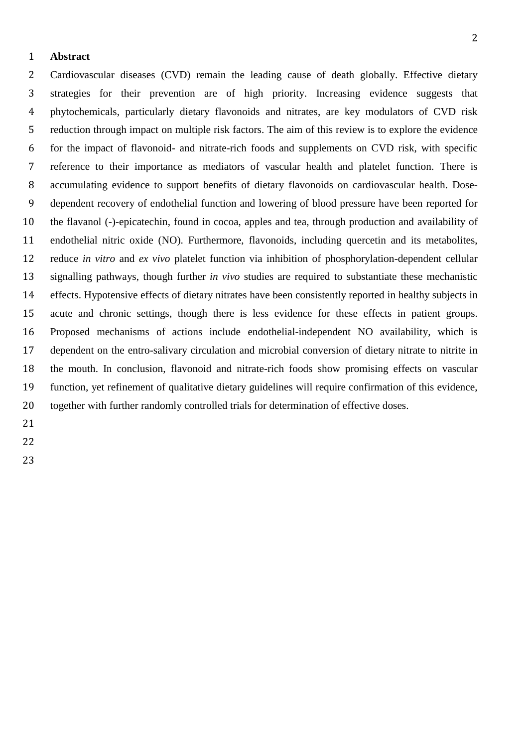## Abstract

Cardiovascular diseases (CVD) remain the leading cause of death globally. Effective dietary strategies for their prevention are of high priority. Increasing evidence suggests that phytochemicals, particularly dietary flavonoids and nitrates, are key modulators of CVD risk reduction through impact on multiple risk factors. The aim of this review is to explore the evidence for the impact of flavonoid- and nitrate-rich foods and supplements on CVD risk, with specific reference to their importance as mediators of vascular health and platelet function. There is accumulating evidence to support benefits of dietary flavonoids on cardiovascular health. Dose-dependent recovery of endothelial function and lowering of blood pressure have been reported for the flavanol (-)-epicatechin, found in cocoa, apples and tea, through production and availability of endothelial nitric oxide (NO). Furthermore, flavonoids, including quercetin and its metabolites, reduce *in vitro* and *ex vivo* platelet function via inhibition of phosphorylation-dependent cellular signalling pathways, though further *in vivo* studies are required to substantiate these mechanistic effects. Hypotensive effects of dietary nitrates have been consistently reported in healthy subjects in acute and chronic settings, though there is less evidence for these effects in patient groups. Proposed mechanisms of actions include endothelial-independent NO availability, which is dependent on the entro-salivary circulation and microbial conversion of dietary nitrate to nitrite in the mouth. In conclusion, flavonoid and nitrate-rich foods show promising effects on vascular function, yet refinement of qualitative dietary guidelines will require confirmation of this evidence, together with further randomly controlled trials for determination of effective doses.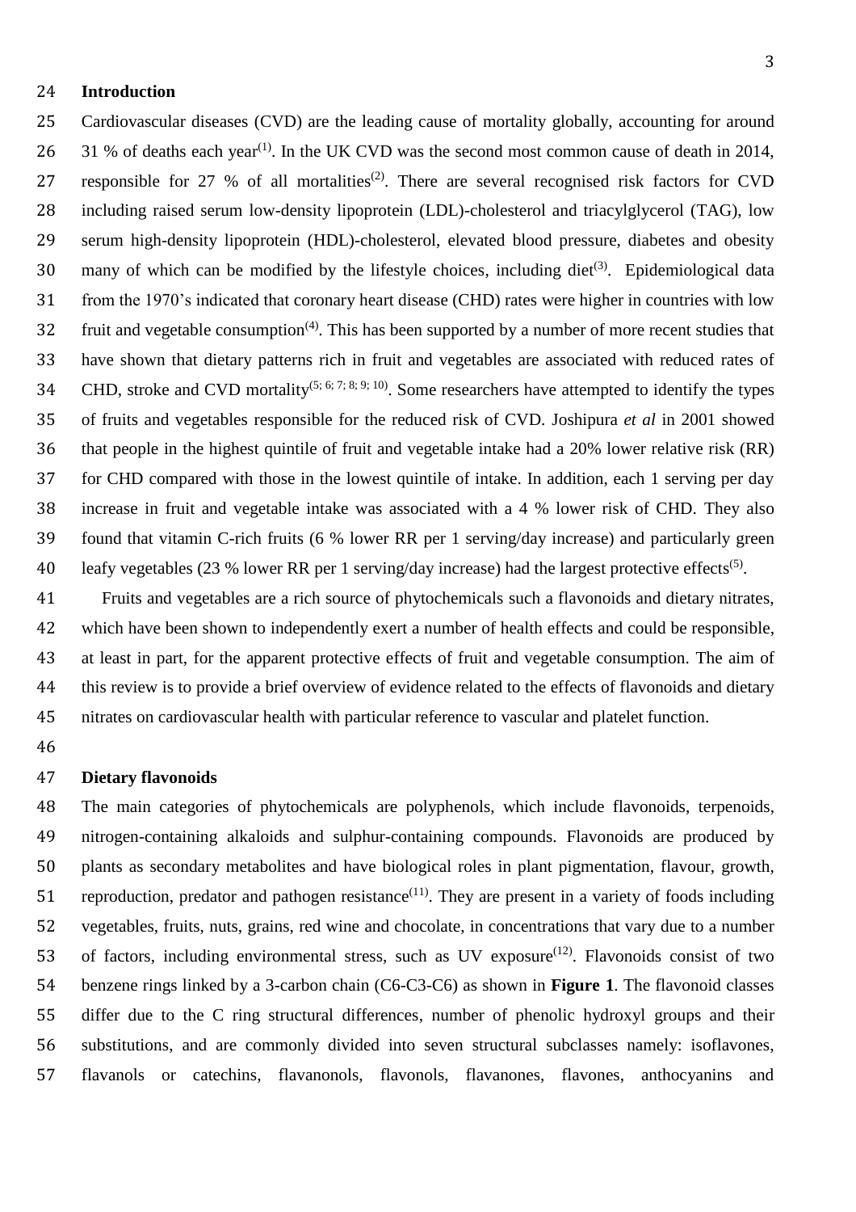## Introduction

Cardiovascular diseases (CVD) are the leading cause of mortality globally, accounting for around 31 % of deaths each year[(1)]. In the UK CVD was the second most common cause of death in 2014, responsible for 27 % of all mortalities[(2)]. There are several recognised risk factors for CVD including raised serum low-density lipoprotein (LDL)-cholesterol and triacylglycerol (TAG), low serum high-density lipoprotein (HDL)-cholesterol, elevated blood pressure, diabetes and obesity many of which can be modified by the lifestyle choices, including diet[(3)]. Epidemiological data from the 1970's indicated that coronary heart disease (CHD) rates were higher in countries with low fruit and vegetable consumption[(4)]. This has been supported by a number of more recent studies that have shown that dietary patterns rich in fruit and vegetables are associated with reduced rates of CHD, stroke and CVD mortality[(5; 6; 7; 8; 9; 10)]. Some researchers have attempted to identify the types of fruits and vegetables responsible for the reduced risk of CVD. Joshipura *et al* in 2001 showed that people in the highest quintile of fruit and vegetable intake had a 20% lower relative risk (RR) for CHD compared with those in the lowest quintile of intake. In addition, each 1 serving per day increase in fruit and vegetable intake was associated with a 4 % lower risk of CHD. They also found that vitamin C-rich fruits (6 % lower RR per 1 serving/day increase) and particularly green leafy vegetables (23 % lower RR per 1 serving/day increase) had the largest protective effects[(5)].

Fruits and vegetables are a rich source of phytochemicals such a flavonoids and dietary nitrates, which have been shown to independently exert a number of health effects and could be responsible, at least in part, for the apparent protective effects of fruit and vegetable consumption. The aim of this review is to provide a brief overview of evidence related to the effects of flavonoids and dietary nitrates on cardiovascular health with particular reference to vascular and platelet function.

## Dietary flavonoids

The main categories of phytochemicals are polyphenols, which include flavonoids, terpenoids, nitrogen-containing alkaloids and sulphur-containing compounds. Flavonoids are produced by plants as secondary metabolites and have biological roles in plant pigmentation, flavour, growth, reproduction, predator and pathogen resistance[(11)]. They are present in a variety of foods including vegetables, fruits, nuts, grains, red wine and chocolate, in concentrations that vary due to a number of factors, including environmental stress, such as UV exposure[(12)]. Flavonoids consist of two benzene rings linked by a 3-carbon chain (C6-C3-C6) as shown in **Figure 1**. The flavonoid classes differ due to the C ring structural differences, number of phenolic hydroxyl groups and their substitutions, and are commonly divided into seven structural subclasses namely: isoflavones, flavanols or catechins, flavanonols, flavonols, flavanones, flavones, anthocyanins and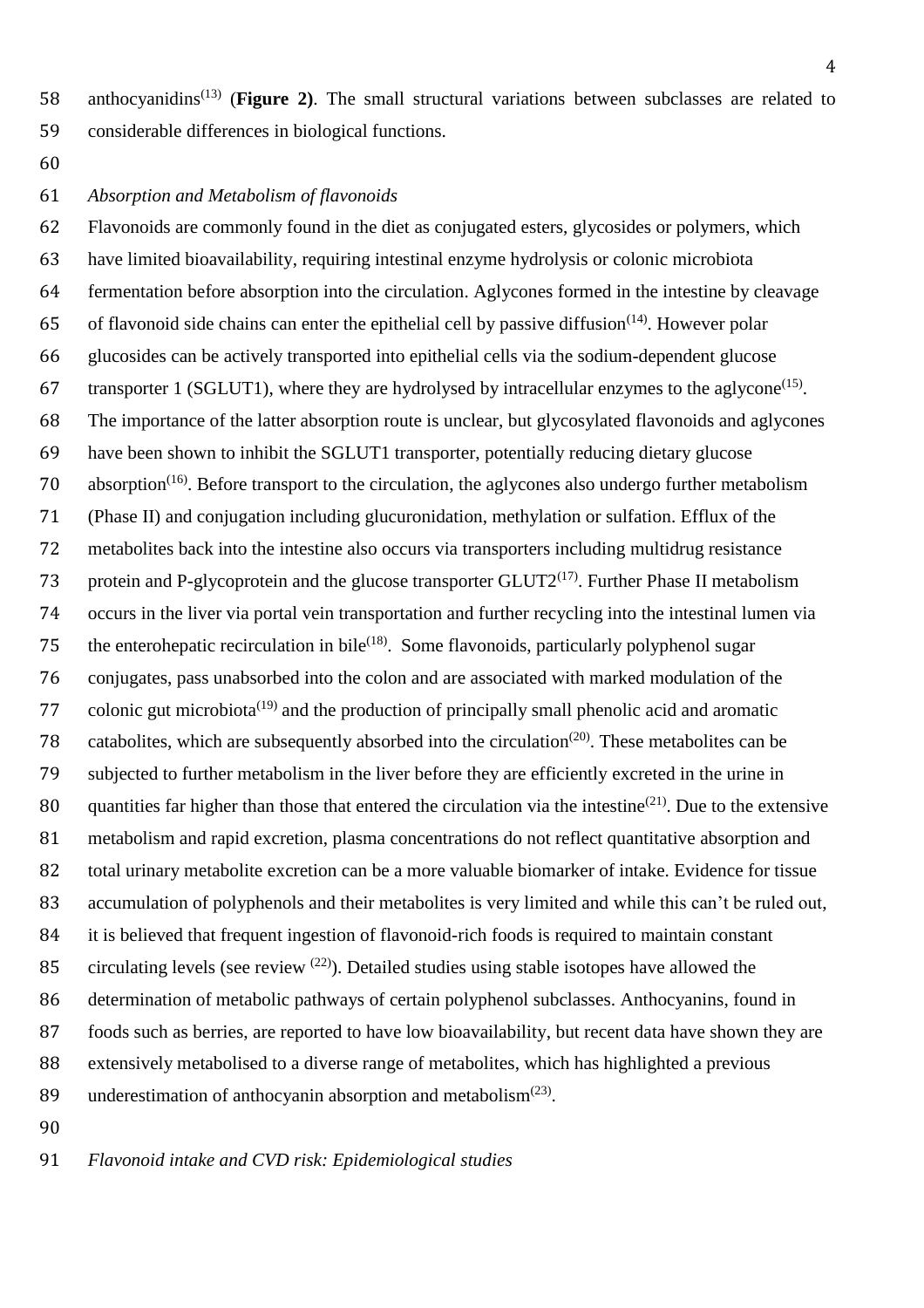anthocyanidins[13] (**Figure 2)**. The small structural variations between subclasses are related to considerable differences in biological functions.

*Absorption and Metabolism of flavonoids*

Flavonoids are commonly found in the diet as conjugated esters, glycosides or polymers, which have limited bioavailability, requiring intestinal enzyme hydrolysis or colonic microbiota fermentation before absorption into the circulation. Aglycones formed in the intestine by cleavage of flavonoid side chains can enter the epithelial cell by passive diffusion[14]. However polar glucosides can be actively transported into epithelial cells via the sodium-dependent glucose transporter 1 (SGLUT1), where they are hydrolysed by intracellular enzymes to the aglycone[15]. The importance of the latter absorption route is unclear, but glycosylated flavonoids and aglycones have been shown to inhibit the SGLUT1 transporter, potentially reducing dietary glucose absorption[16]. Before transport to the circulation, the aglycones also undergo further metabolism (Phase II) and conjugation including glucuronidation, methylation or sulfation. Efflux of the metabolites back into the intestine also occurs via transporters including multidrug resistance protein and P-glycoprotein and the glucose transporter GLUT2[17]. Further Phase II metabolism occurs in the liver via portal vein transportation and further recycling into the intestinal lumen via the enterohepatic recirculation in bile[18]. Some flavonoids, particularly polyphenol sugar conjugates, pass unabsorbed into the colon and are associated with marked modulation of the colonic gut microbiota[19] and the production of principally small phenolic acid and aromatic catabolites, which are subsequently absorbed into the circulation[20]. These metabolites can be subjected to further metabolism in the liver before they are efficiently excreted in the urine in quantities far higher than those that entered the circulation via the intestine[21]. Due to the extensive metabolism and rapid excretion, plasma concentrations do not reflect quantitative absorption and total urinary metabolite excretion can be a more valuable biomarker of intake. Evidence for tissue accumulation of polyphenols and their metabolites is very limited and while this can't be ruled out, it is believed that frequent ingestion of flavonoid-rich foods is required to maintain constant circulating levels (see review [22]). Detailed studies using stable isotopes have allowed the determination of metabolic pathways of certain polyphenol subclasses. Anthocyanins, found in foods such as berries, are reported to have low bioavailability, but recent data have shown they are extensively metabolised to a diverse range of metabolites, which has highlighted a previous underestimation of anthocyanin absorption and metabolism[23].

*Flavonoid intake and CVD risk: Epidemiological studies*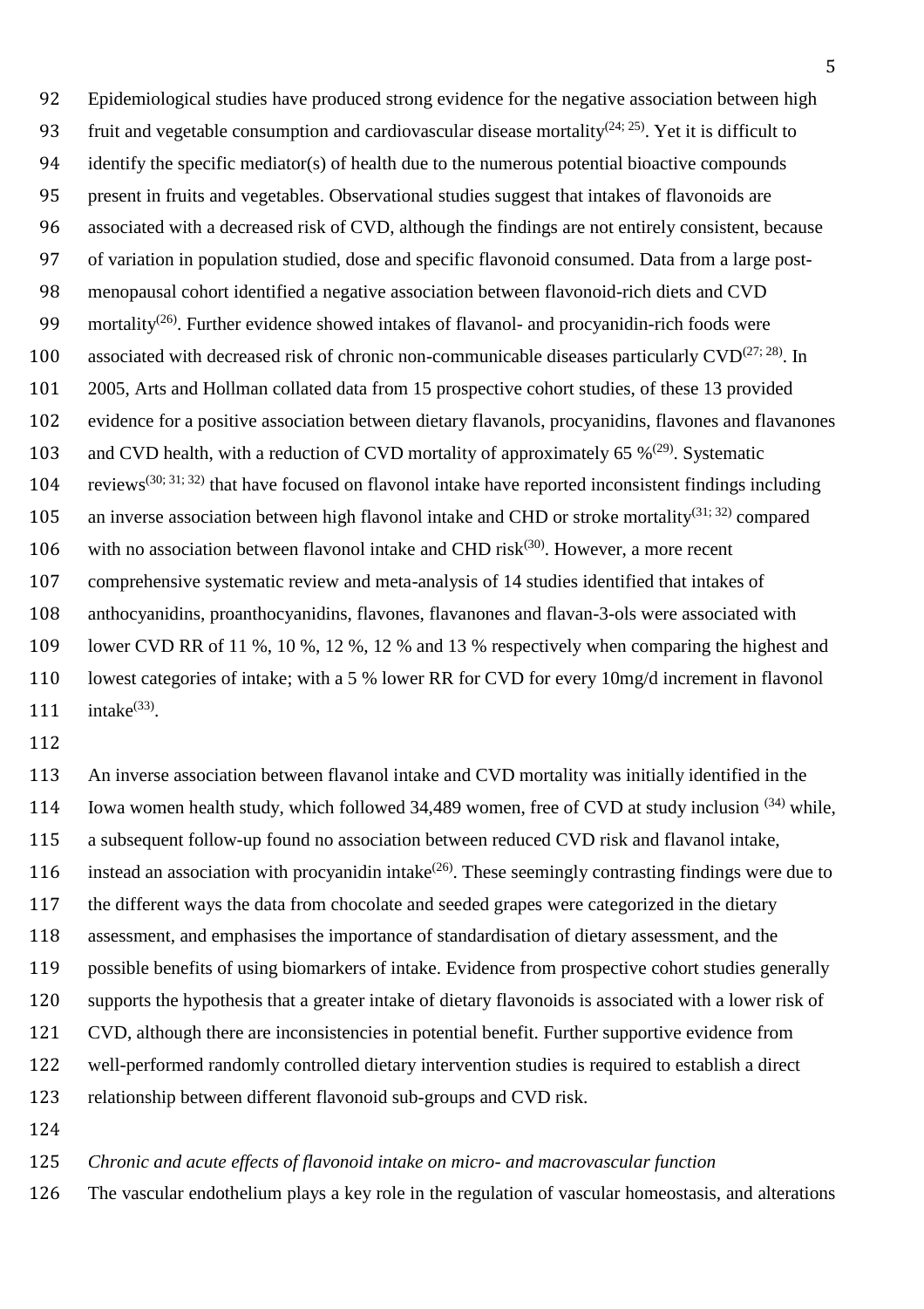Epidemiological studies have produced strong evidence for the negative association between high fruit and vegetable consumption and cardiovascular disease mortality[24; 25]. Yet it is difficult to identify the specific mediator(s) of health due to the numerous potential bioactive compounds present in fruits and vegetables. Observational studies suggest that intakes of flavonoids are associated with a decreased risk of CVD, although the findings are not entirely consistent, because of variation in population studied, dose and specific flavonoid consumed. Data from a large post-menopausal cohort identified a negative association between flavonoid-rich diets and CVD mortality[26]. Further evidence showed intakes of flavanol- and procyanidin-rich foods were associated with decreased risk of chronic non-communicable diseases particularly CVD[27; 28]. In 2005, Arts and Hollman collated data from 15 prospective cohort studies, of these 13 provided evidence for a positive association between dietary flavanols, procyanidins, flavones and flavanones and CVD health, with a reduction of CVD mortality of approximately 65 %[29]. Systematic reviews[30; 31; 32] that have focused on flavonol intake have reported inconsistent findings including an inverse association between high flavonol intake and CHD or stroke mortality[31; 32] compared with no association between flavonol intake and CHD risk[30]. However, a more recent comprehensive systematic review and meta-analysis of 14 studies identified that intakes of anthocyanidins, proanthocyanidins, flavones, flavanones and flavan-3-ols were associated with lower CVD RR of 11 %, 10 %, 12 %, 12 % and 13 % respectively when comparing the highest and lowest categories of intake; with a 5 % lower RR for CVD for every 10mg/d increment in flavonol intake[33].

An inverse association between flavanol intake and CVD mortality was initially identified in the Iowa women health study, which followed 34,489 women, free of CVD at study inclusion [34] while, a subsequent follow-up found no association between reduced CVD risk and flavanol intake, instead an association with procyanidin intake[26]. These seemingly contrasting findings were due to the different ways the data from chocolate and seeded grapes were categorized in the dietary assessment, and emphasises the importance of standardisation of dietary assessment, and the possible benefits of using biomarkers of intake. Evidence from prospective cohort studies generally supports the hypothesis that a greater intake of dietary flavonoids is associated with a lower risk of CVD, although there are inconsistencies in potential benefit. Further supportive evidence from well-performed randomly controlled dietary intervention studies is required to establish a direct relationship between different flavonoid sub-groups and CVD risk.

*Chronic and acute effects of flavonoid intake on micro- and macrovascular function*

The vascular endothelium plays a key role in the regulation of vascular homeostasis, and alterations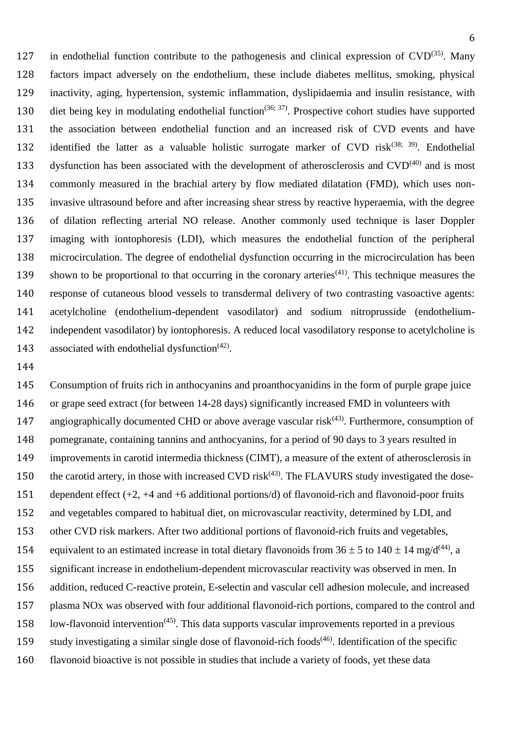in endothelial function contribute to the pathogenesis and clinical expression of CVD[35]. Many factors impact adversely on the endothelium, these include diabetes mellitus, smoking, physical inactivity, aging, hypertension, systemic inflammation, dyslipidaemia and insulin resistance, with diet being key in modulating endothelial function[36; 37]. Prospective cohort studies have supported the association between endothelial function and an increased risk of CVD events and have identified the latter as a valuable holistic surrogate marker of CVD risk[38; 39]. Endothelial dysfunction has been associated with the development of atherosclerosis and CVD[40] and is most commonly measured in the brachial artery by flow mediated dilatation (FMD), which uses non-invasive ultrasound before and after increasing shear stress by reactive hyperaemia, with the degree of dilation reflecting arterial NO release. Another commonly used technique is laser Doppler imaging with iontophoresis (LDI), which measures the endothelial function of the peripheral microcirculation. The degree of endothelial dysfunction occurring in the microcirculation has been shown to be proportional to that occurring in the coronary arteries[41]. This technique measures the response of cutaneous blood vessels to transdermal delivery of two contrasting vasoactive agents: acetylcholine (endothelium-dependent vasodilator) and sodium nitroprusside (endothelium-independent vasodilator) by iontophoresis. A reduced local vasodilatory response to acetylcholine is associated with endothelial dysfunction[42].

Consumption of fruits rich in anthocyanins and proanthocyanidins in the form of purple grape juice or grape seed extract (for between 14-28 days) significantly increased FMD in volunteers with angiographically documented CHD or above average vascular risk[43]. Furthermore, consumption of pomegranate, containing tannins and anthocyanins, for a period of 90 days to 3 years resulted in improvements in carotid intermedia thickness (CIMT), a measure of the extent of atherosclerosis in the carotid artery, in those with increased CVD risk[43]. The FLAVURS study investigated the dose-dependent effect (+2, +4 and +6 additional portions/d) of flavonoid-rich and flavonoid-poor fruits and vegetables compared to habitual diet, on microvascular reactivity, determined by LDI, and other CVD risk markers. After two additional portions of flavonoid-rich fruits and vegetables, equivalent to an estimated increase in total dietary flavonoids from $36 \pm 5$ to $140 \pm 14$ mg/d[44], a significant increase in endothelium-dependent microvascular reactivity was observed in men. In addition, reduced C-reactive protein, E-selectin and vascular cell adhesion molecule, and increased plasma NOx was observed with four additional flavonoid-rich portions, compared to the control and low-flavonoid intervention[45]. This data supports vascular improvements reported in a previous study investigating a similar single dose of flavonoid-rich foods[46]. Identification of the specific flavonoid bioactive is not possible in studies that include a variety of foods, yet these data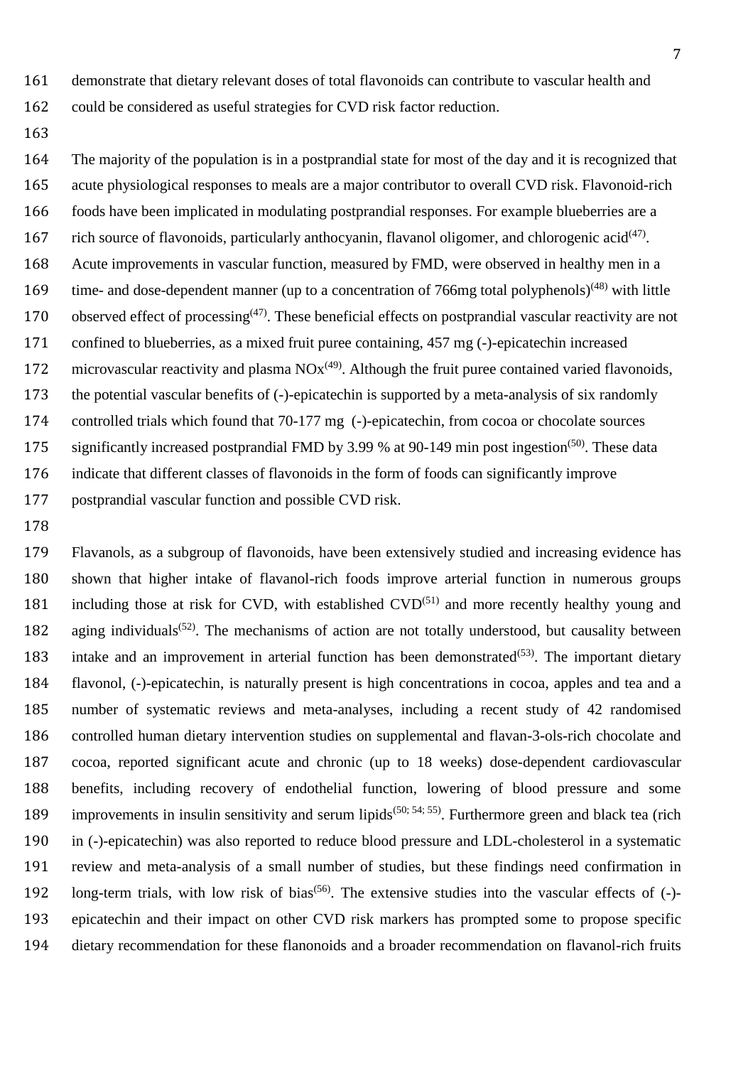demonstrate that dietary relevant doses of total flavonoids can contribute to vascular health and could be considered as useful strategies for CVD risk factor reduction.

The majority of the population is in a postprandial state for most of the day and it is recognized that acute physiological responses to meals are a major contributor to overall CVD risk. Flavonoid-rich foods have been implicated in modulating postprandial responses. For example blueberries are a rich source of flavonoids, particularly anthocyanin, flavanol oligomer, and chlorogenic acid[47]. Acute improvements in vascular function, measured by FMD, were observed in healthy men in a time- and dose-dependent manner (up to a concentration of 766mg total polyphenols)[48] with little observed effect of processing[47]. These beneficial effects on postprandial vascular reactivity are not confined to blueberries, as a mixed fruit puree containing, 457 mg (-)-epicatechin increased microvascular reactivity and plasma NOx[49]. Although the fruit puree contained varied flavonoids, the potential vascular benefits of (-)-epicatechin is supported by a meta-analysis of six randomly controlled trials which found that 70-177 mg (-)-epicatechin, from cocoa or chocolate sources significantly increased postprandial FMD by 3.99 % at 90-149 min post ingestion[50]. These data indicate that different classes of flavonoids in the form of foods can significantly improve postprandial vascular function and possible CVD risk.

Flavanols, as a subgroup of flavonoids, have been extensively studied and increasing evidence has shown that higher intake of flavanol-rich foods improve arterial function in numerous groups including those at risk for CVD, with established CVD[51] and more recently healthy young and aging individuals[52]. The mechanisms of action are not totally understood, but causality between intake and an improvement in arterial function has been demonstrated[53]. The important dietary flavonol, (-)-epicatechin, is naturally present is high concentrations in cocoa, apples and tea and a number of systematic reviews and meta-analyses, including a recent study of 42 randomised controlled human dietary intervention studies on supplemental and flavan-3-ols-rich chocolate and cocoa, reported significant acute and chronic (up to 18 weeks) dose-dependent cardiovascular benefits, including recovery of endothelial function, lowering of blood pressure and some improvements in insulin sensitivity and serum lipids[50; 54; 55]. Furthermore green and black tea (rich in (-)-epicatechin) was also reported to reduce blood pressure and LDL-cholesterol in a systematic review and meta-analysis of a small number of studies, but these findings need confirmation in long-term trials, with low risk of bias[56]. The extensive studies into the vascular effects of (-)-epicatechin and their impact on other CVD risk markers has prompted some to propose specific dietary recommendation for these flanonoids and a broader recommendation on flavanol-rich fruits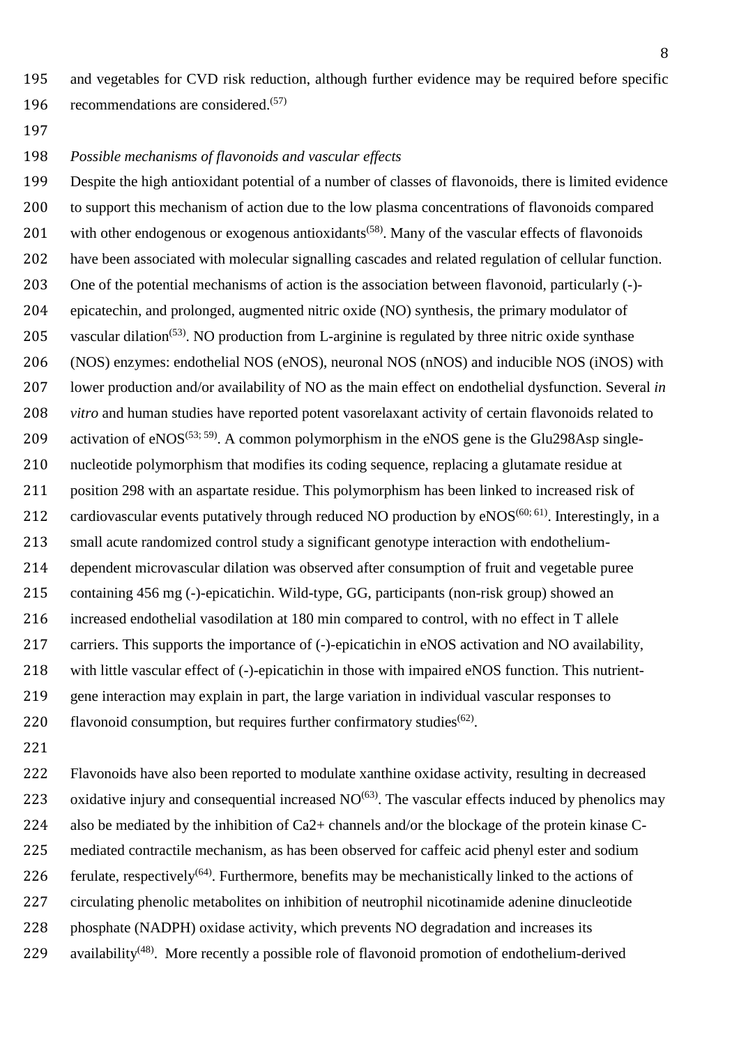and vegetables for CVD risk reduction, although further evidence may be required before specific recommendations are considered.[57]

*Possible mechanisms of flavonoids and vascular effects*

Despite the high antioxidant potential of a number of classes of flavonoids, there is limited evidence to support this mechanism of action due to the low plasma concentrations of flavonoids compared with other endogenous or exogenous antioxidants[58]. Many of the vascular effects of flavonoids have been associated with molecular signalling cascades and related regulation of cellular function. One of the potential mechanisms of action is the association between flavonoid, particularly (-)-epicatechin, and prolonged, augmented nitric oxide (NO) synthesis, the primary modulator of vascular dilation[53]. NO production from L-arginine is regulated by three nitric oxide synthase (NOS) enzymes: endothelial NOS (eNOS), neuronal NOS (nNOS) and inducible NOS (iNOS) with lower production and/or availability of NO as the main effect on endothelial dysfunction. Several *in vitro* and human studies have reported potent vasorelaxant activity of certain flavonoids related to activation of eNOS[53; 59]. A common polymorphism in the eNOS gene is the Glu298Asp single-nucleotide polymorphism that modifies its coding sequence, replacing a glutamate residue at position 298 with an aspartate residue. This polymorphism has been linked to increased risk of cardiovascular events putatively through reduced NO production by eNOS[60; 61]. Interestingly, in a small acute randomized control study a significant genotype interaction with endothelium-dependent microvascular dilation was observed after consumption of fruit and vegetable puree containing 456 mg (-)-epicatichin. Wild-type, GG, participants (non-risk group) showed an increased endothelial vasodilation at 180 min compared to control, with no effect in T allele carriers. This supports the importance of (-)-epicatichin in eNOS activation and NO availability, with little vascular effect of (-)-epicatichin in those with impaired eNOS function. This nutrient-gene interaction may explain in part, the large variation in individual vascular responses to flavonoid consumption, but requires further confirmatory studies[62].

Flavonoids have also been reported to modulate xanthine oxidase activity, resulting in decreased oxidative injury and consequential increased NO[63]. The vascular effects induced by phenolics may also be mediated by the inhibition of Ca2+ channels and/or the blockage of the protein kinase C-mediated contractile mechanism, as has been observed for caffeic acid phenyl ester and sodium ferulate, respectively[64]. Furthermore, benefits may be mechanistically linked to the actions of circulating phenolic metabolites on inhibition of neutrophil nicotinamide adenine dinucleotide phosphate (NADPH) oxidase activity, which prevents NO degradation and increases its availability[48]. More recently a possible role of flavonoid promotion of endothelium-derived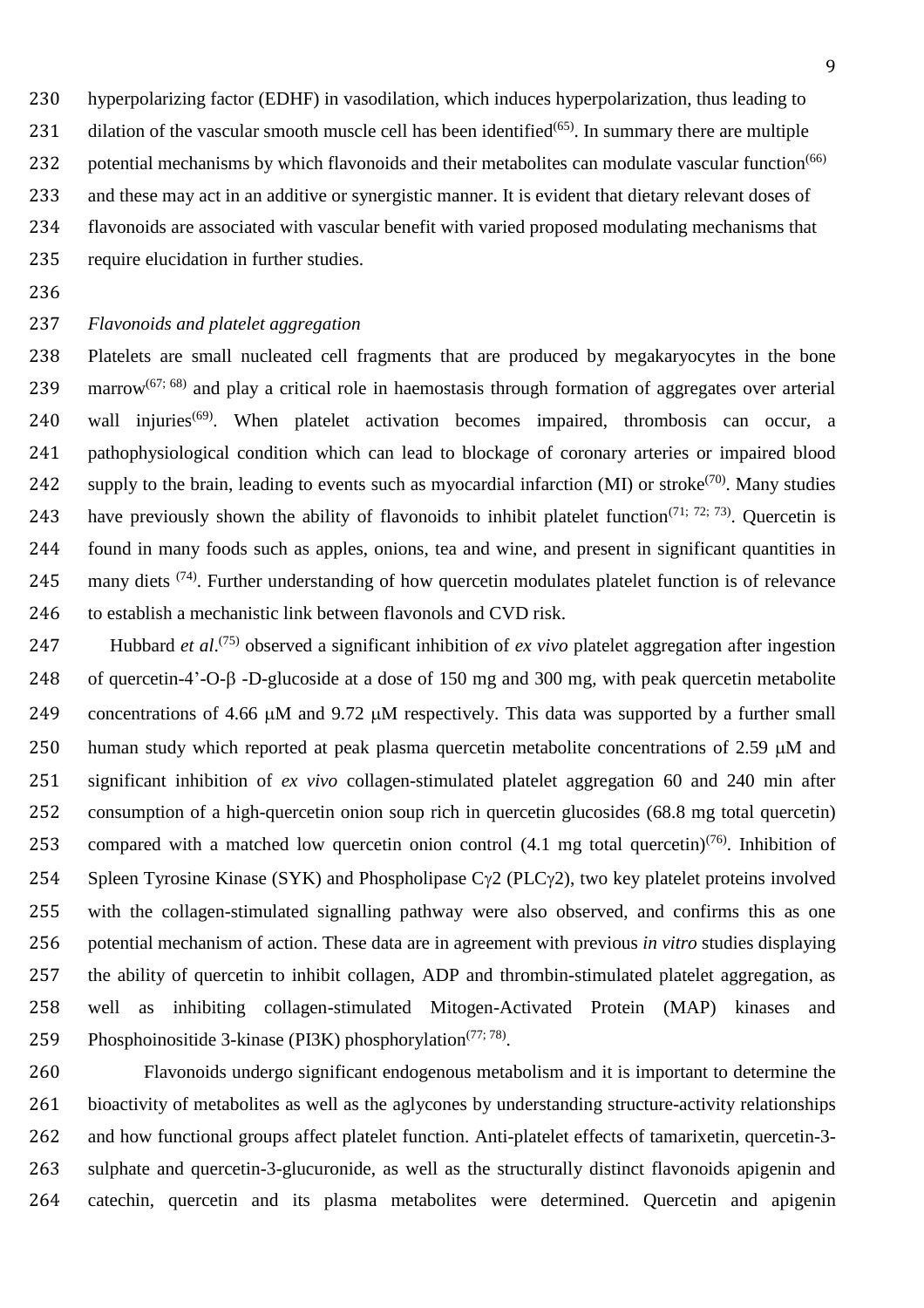hyperpolarizing factor (EDHF) in vasodilation, which induces hyperpolarization, thus leading to dilation of the vascular smooth muscle cell has been identified[65]. In summary there are multiple potential mechanisms by which flavonoids and their metabolites can modulate vascular function[66] and these may act in an additive or synergistic manner. It is evident that dietary relevant doses of flavonoids are associated with vascular benefit with varied proposed modulating mechanisms that require elucidation in further studies.

*Flavonoids and platelet aggregation*

Platelets are small nucleated cell fragments that are produced by megakaryocytes in the bone marrow[67; 68] and play a critical role in haemostasis through formation of aggregates over arterial wall injuries[69]. When platelet activation becomes impaired, thrombosis can occur, a pathophysiological condition which can lead to blockage of coronary arteries or impaired blood supply to the brain, leading to events such as myocardial infarction (MI) or stroke[70]. Many studies have previously shown the ability of flavonoids to inhibit platelet function[71; 72; 73]. Quercetin is found in many foods such as apples, onions, tea and wine, and present in significant quantities in many diets [74]. Further understanding of how quercetin modulates platelet function is of relevance to establish a mechanistic link between flavonols and CVD risk.

Hubbard *et al*.[75] observed a significant inhibition of *ex vivo* platelet aggregation after ingestion of quercetin-4'-O-β -D-glucoside at a dose of 150 mg and 300 mg, with peak quercetin metabolite concentrations of 4.66 μM and 9.72 μM respectively. This data was supported by a further small human study which reported at peak plasma quercetin metabolite concentrations of 2.59 μM and significant inhibition of *ex vivo* collagen-stimulated platelet aggregation 60 and 240 min after consumption of a high-quercetin onion soup rich in quercetin glucosides (68.8 mg total quercetin) compared with a matched low quercetin onion control (4.1 mg total quercetin)[76]. Inhibition of Spleen Tyrosine Kinase (SYK) and Phospholipase Cγ2 (PLCγ2), two key platelet proteins involved with the collagen-stimulated signalling pathway were also observed, and confirms this as one potential mechanism of action. These data are in agreement with previous *in vitro* studies displaying the ability of quercetin to inhibit collagen, ADP and thrombin-stimulated platelet aggregation, as well as inhibiting collagen-stimulated Mitogen-Activated Protein (MAP) kinases and Phosphoinositide 3-kinase (PI3K) phosphorylation[77; 78].

Flavonoids undergo significant endogenous metabolism and it is important to determine the bioactivity of metabolites as well as the aglycones by understanding structure-activity relationships and how functional groups affect platelet function. Anti-platelet effects of tamarixetin, quercetin-3-sulphate and quercetin-3-glucuronide, as well as the structurally distinct flavonoids apigenin and catechin, quercetin and its plasma metabolites were determined. Quercetin and apigenin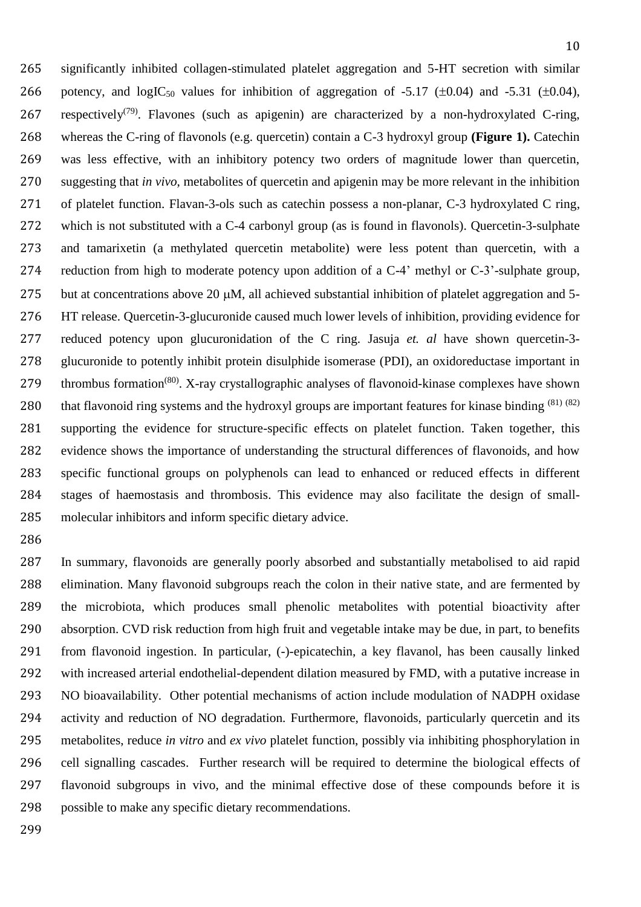significantly inhibited collagen-stimulated platelet aggregation and 5-HT secretion with similar potency, and $\log IC_{50}$ values for inhibition of aggregation of -5.17 (±0.04) and -5.31 (±0.04), respectively[79]. Flavones (such as apigenin) are characterized by a non-hydroxylated C-ring, whereas the C-ring of flavonols (e.g. quercetin) contain a C-3 hydroxyl group **(Figure 1).** Catechin was less effective, with an inhibitory potency two orders of magnitude lower than quercetin, suggesting that *in vivo*, metabolites of quercetin and apigenin may be more relevant in the inhibition of platelet function. Flavan-3-ols such as catechin possess a non-planar, C-3 hydroxylated C ring, which is not substituted with a C-4 carbonyl group (as is found in flavonols). Quercetin-3-sulphate and tamarixetin (a methylated quercetin metabolite) were less potent than quercetin, with a reduction from high to moderate potency upon addition of a C-4' methyl or C-3'-sulphate group, but at concentrations above 20 μM, all achieved substantial inhibition of platelet aggregation and 5-HT release. Quercetin-3-glucuronide caused much lower levels of inhibition, providing evidence for reduced potency upon glucuronidation of the C ring. Jasuja *et. al* have shown quercetin-3-glucuronide to potently inhibit protein disulphide isomerase (PDI), an oxidoreductase important in thrombus formation[80]. X-ray crystallographic analyses of flavonoid-kinase complexes have shown that flavonoid ring systems and the hydroxyl groups are important features for kinase binding [81] [82] supporting the evidence for structure-specific effects on platelet function. Taken together, this evidence shows the importance of understanding the structural differences of flavonoids, and how specific functional groups on polyphenols can lead to enhanced or reduced effects in different stages of haemostasis and thrombosis. This evidence may also facilitate the design of small-molecular inhibitors and inform specific dietary advice.

In summary, flavonoids are generally poorly absorbed and substantially metabolised to aid rapid elimination. Many flavonoid subgroups reach the colon in their native state, and are fermented by the microbiota, which produces small phenolic metabolites with potential bioactivity after absorption. CVD risk reduction from high fruit and vegetable intake may be due, in part, to benefits from flavonoid ingestion. In particular, (-)-epicatechin, a key flavanol, has been causally linked with increased arterial endothelial-dependent dilation measured by FMD, with a putative increase in NO bioavailability. Other potential mechanisms of action include modulation of NADPH oxidase activity and reduction of NO degradation. Furthermore, flavonoids, particularly quercetin and its metabolites, reduce *in vitro* and *ex vivo* platelet function, possibly via inhibiting phosphorylation in cell signalling cascades. Further research will be required to determine the biological effects of flavonoid subgroups in vivo, and the minimal effective dose of these compounds before it is possible to make any specific dietary recommendations.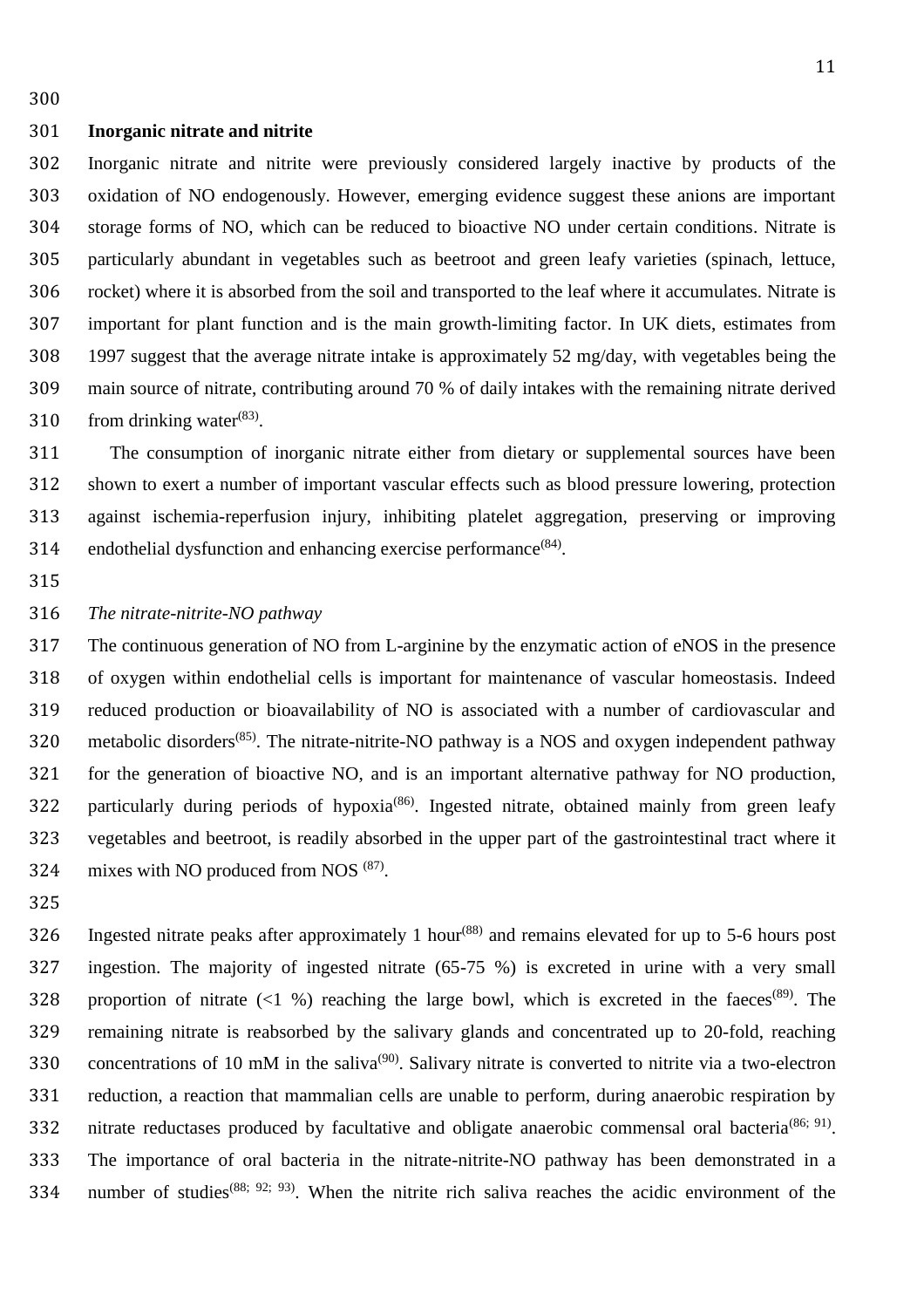## Inorganic nitrate and nitrite

Inorganic nitrate and nitrite were previously considered largely inactive by products of the oxidation of NO endogenously. However, emerging evidence suggest these anions are important storage forms of NO, which can be reduced to bioactive NO under certain conditions. Nitrate is particularly abundant in vegetables such as beetroot and green leafy varieties (spinach, lettuce, rocket) where it is absorbed from the soil and transported to the leaf where it accumulates. Nitrate is important for plant function and is the main growth-limiting factor. In UK diets, estimates from 1997 suggest that the average nitrate intake is approximately 52 mg/day, with vegetables being the main source of nitrate, contributing around 70 % of daily intakes with the remaining nitrate derived from drinking water[83].

The consumption of inorganic nitrate either from dietary or supplemental sources have been shown to exert a number of important vascular effects such as blood pressure lowering, protection against ischemia-reperfusion injury, inhibiting platelet aggregation, preserving or improving endothelial dysfunction and enhancing exercise performance[84].

### *The nitrate-nitrite-NO pathway*

The continuous generation of NO from L-arginine by the enzymatic action of eNOS in the presence of oxygen within endothelial cells is important for maintenance of vascular homeostasis. Indeed reduced production or bioavailability of NO is associated with a number of cardiovascular and metabolic disorders[85]. The nitrate-nitrite-NO pathway is a NOS and oxygen independent pathway for the generation of bioactive NO, and is an important alternative pathway for NO production, particularly during periods of hypoxia[86]. Ingested nitrate, obtained mainly from green leafy vegetables and beetroot, is readily absorbed in the upper part of the gastrointestinal tract where it mixes with NO produced from NOS [87].

Ingested nitrate peaks after approximately 1 hour[88] and remains elevated for up to 5-6 hours post ingestion. The majority of ingested nitrate (65-75 %) is excreted in urine with a very small proportion of nitrate (<1 %) reaching the large bowl, which is excreted in the faeces[89]. The remaining nitrate is reabsorbed by the salivary glands and concentrated up to 20-fold, reaching concentrations of 10 mM in the saliva[90]. Salivary nitrate is converted to nitrite via a two-electron reduction, a reaction that mammalian cells are unable to perform, during anaerobic respiration by nitrate reductases produced by facultative and obligate anaerobic commensal oral bacteria[86; 91]. The importance of oral bacteria in the nitrate-nitrite-NO pathway has been demonstrated in a number of studies[88; 92; 93]. When the nitrite rich saliva reaches the acidic environment of the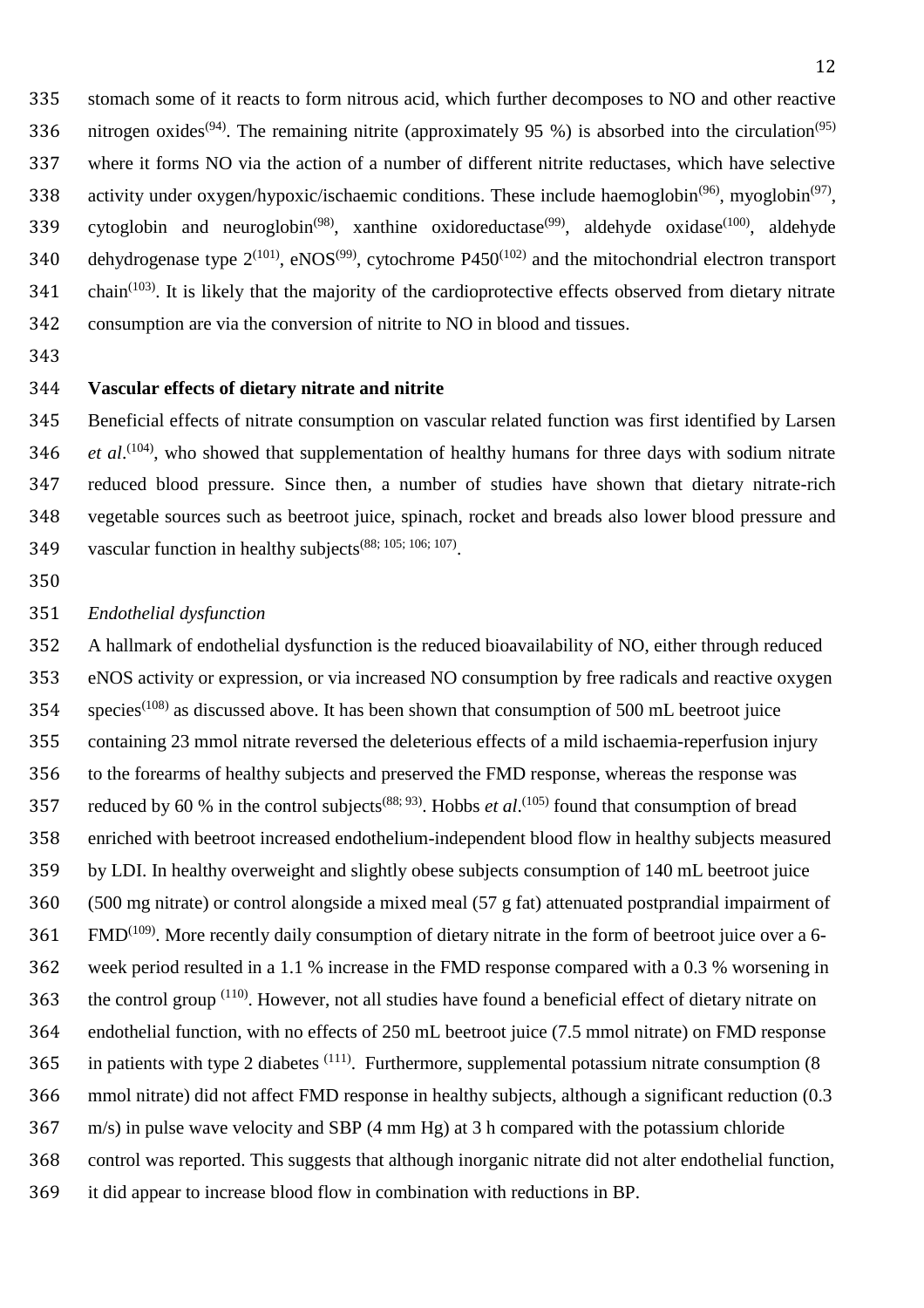stomach some of it reacts to form nitrous acid, which further decomposes to NO and other reactive nitrogen oxides[94]. The remaining nitrite (approximately 95 %) is absorbed into the circulation[95] where it forms NO via the action of a number of different nitrite reductases, which have selective activity under oxygen/hypoxic/ischaemic conditions. These include haemoglobin[96], myoglobin[97], cytoglobin and neuroglobin[98], xanthine oxidoreductase[99], aldehyde oxidase[100], aldehyde dehydrogenase type 2[101], eNOS[99], cytochrome P450[102] and the mitochondrial electron transport chain[103]. It is likely that the majority of the cardioprotective effects observed from dietary nitrate consumption are via the conversion of nitrite to NO in blood and tissues.

**Vascular effects of dietary nitrate and nitrite**

Beneficial effects of nitrate consumption on vascular related function was first identified by Larsen *et al*.[104], who showed that supplementation of healthy humans for three days with sodium nitrate reduced blood pressure. Since then, a number of studies have shown that dietary nitrate-rich vegetable sources such as beetroot juice, spinach, rocket and breads also lower blood pressure and vascular function in healthy subjects[88; 105; 106; 107].

*Endothelial dysfunction*

A hallmark of endothelial dysfunction is the reduced bioavailability of NO, either through reduced eNOS activity or expression, or via increased NO consumption by free radicals and reactive oxygen species[108] as discussed above. It has been shown that consumption of 500 mL beetroot juice containing 23 mmol nitrate reversed the deleterious effects of a mild ischaemia-reperfusion injury to the forearms of healthy subjects and preserved the FMD response, whereas the response was reduced by 60 % in the control subjects[88; 93]. Hobbs *et al*.[105] found that consumption of bread enriched with beetroot increased endothelium-independent blood flow in healthy subjects measured by LDI. In healthy overweight and slightly obese subjects consumption of 140 mL beetroot juice (500 mg nitrate) or control alongside a mixed meal (57 g fat) attenuated postprandial impairment of FMD[109]. More recently daily consumption of dietary nitrate in the form of beetroot juice over a 6-week period resulted in a 1.1 % increase in the FMD response compared with a 0.3 % worsening in the control group [110]. However, not all studies have found a beneficial effect of dietary nitrate on endothelial function, with no effects of 250 mL beetroot juice (7.5 mmol nitrate) on FMD response in patients with type 2 diabetes [111]. Furthermore, supplemental potassium nitrate consumption (8 mmol nitrate) did not affect FMD response in healthy subjects, although a significant reduction (0.3 m/s) in pulse wave velocity and SBP (4 mm Hg) at 3 h compared with the potassium chloride control was reported. This suggests that although inorganic nitrate did not alter endothelial function, it did appear to increase blood flow in combination with reductions in BP.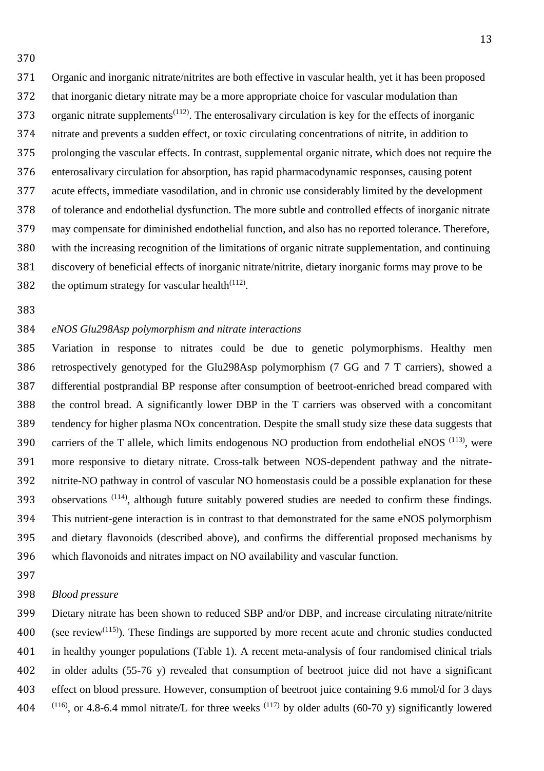Organic and inorganic nitrate/nitrites are both effective in vascular health, yet it has been proposed that inorganic dietary nitrate may be a more appropriate choice for vascular modulation than organic nitrate supplements[112]. The enterosalivary circulation is key for the effects of inorganic nitrate and prevents a sudden effect, or toxic circulating concentrations of nitrite, in addition to prolonging the vascular effects. In contrast, supplemental organic nitrate, which does not require the enterosalivary circulation for absorption, has rapid pharmacodynamic responses, causing potent acute effects, immediate vasodilation, and in chronic use considerably limited by the development of tolerance and endothelial dysfunction. The more subtle and controlled effects of inorganic nitrate may compensate for diminished endothelial function, and also has no reported tolerance. Therefore, with the increasing recognition of the limitations of organic nitrate supplementation, and continuing discovery of beneficial effects of inorganic nitrate/nitrite, dietary inorganic forms may prove to be the optimum strategy for vascular health[112].

*eNOS Glu298Asp polymorphism and nitrate interactions*

Variation in response to nitrates could be due to genetic polymorphisms. Healthy men retrospectively genotyped for the Glu298Asp polymorphism (7 GG and 7 T carriers), showed a differential postprandial BP response after consumption of beetroot-enriched bread compared with the control bread. A significantly lower DBP in the T carriers was observed with a concomitant tendency for higher plasma NOx concentration. Despite the small study size these data suggests that carriers of the T allele, which limits endogenous NO production from endothelial eNOS [113], were more responsive to dietary nitrate. Cross-talk between NOS-dependent pathway and the nitrate-nitrite-NO pathway in control of vascular NO homeostasis could be a possible explanation for these observations [114], although future suitably powered studies are needed to confirm these findings. This nutrient-gene interaction is in contrast to that demonstrated for the same eNOS polymorphism and dietary flavonoids (described above), and confirms the differential proposed mechanisms by which flavonoids and nitrates impact on NO availability and vascular function.

*Blood pressure*

Dietary nitrate has been shown to reduced SBP and/or DBP, and increase circulating nitrate/nitrite (see review[115]). These findings are supported by more recent acute and chronic studies conducted in healthy younger populations (Table 1). A recent meta-analysis of four randomised clinical trials in older adults (55-76 y) revealed that consumption of beetroot juice did not have a significant effect on blood pressure. However, consumption of beetroot juice containing 9.6 mmol/d for 3 days [116], or 4.8-6.4 mmol nitrate/L for three weeks [117] by older adults (60-70 y) significantly lowered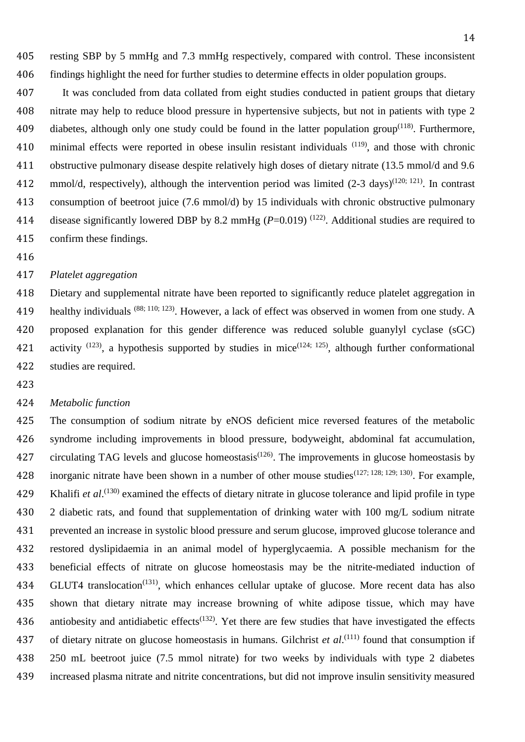resting SBP by 5 mmHg and 7.3 mmHg respectively, compared with control. These inconsistent findings highlight the need for further studies to determine effects in older population groups.

It was concluded from data collated from eight studies conducted in patient groups that dietary nitrate may help to reduce blood pressure in hypertensive subjects, but not in patients with type 2 diabetes, although only one study could be found in the latter population group[118]. Furthermore, minimal effects were reported in obese insulin resistant individuals [119], and those with chronic obstructive pulmonary disease despite relatively high doses of dietary nitrate (13.5 mmol/d and 9.6 mmol/d, respectively), although the intervention period was limited (2-3 days)[120; 121]. In contrast consumption of beetroot juice (7.6 mmol/d) by 15 individuals with chronic obstructive pulmonary disease significantly lowered DBP by 8.2 mmHg ($P$=0.019) [122]. Additional studies are required to confirm these findings.

*Platelet aggregation*

Dietary and supplemental nitrate have been reported to significantly reduce platelet aggregation in healthy individuals [88; 110; 123]. However, a lack of effect was observed in women from one study. A proposed explanation for this gender difference was reduced soluble guanylyl cyclase (sGC) activity [123], a hypothesis supported by studies in mice[124; 125], although further conformational studies are required.

*Metabolic function*

The consumption of sodium nitrate by eNOS deficient mice reversed features of the metabolic syndrome including improvements in blood pressure, bodyweight, abdominal fat accumulation, circulating TAG levels and glucose homeostasis[126]. The improvements in glucose homeostasis by inorganic nitrate have been shown in a number of other mouse studies[127; 128; 129; 130]. For example, Khalifi *et al*.[130] examined the effects of dietary nitrate in glucose tolerance and lipid profile in type 2 diabetic rats, and found that supplementation of drinking water with 100 mg/L sodium nitrate prevented an increase in systolic blood pressure and serum glucose, improved glucose tolerance and restored dyslipidaemia in an animal model of hyperglycaemia. A possible mechanism for the beneficial effects of nitrate on glucose homeostasis may be the nitrite-mediated induction of GLUT4 translocation[131], which enhances cellular uptake of glucose. More recent data has also shown that dietary nitrate may increase browning of white adipose tissue, which may have antiobesity and antidiabetic effects[132]. Yet there are few studies that have investigated the effects of dietary nitrate on glucose homeostasis in humans. Gilchrist *et al*.[111] found that consumption if 250 mL beetroot juice (7.5 mmol nitrate) for two weeks by individuals with type 2 diabetes increased plasma nitrate and nitrite concentrations, but did not improve insulin sensitivity measured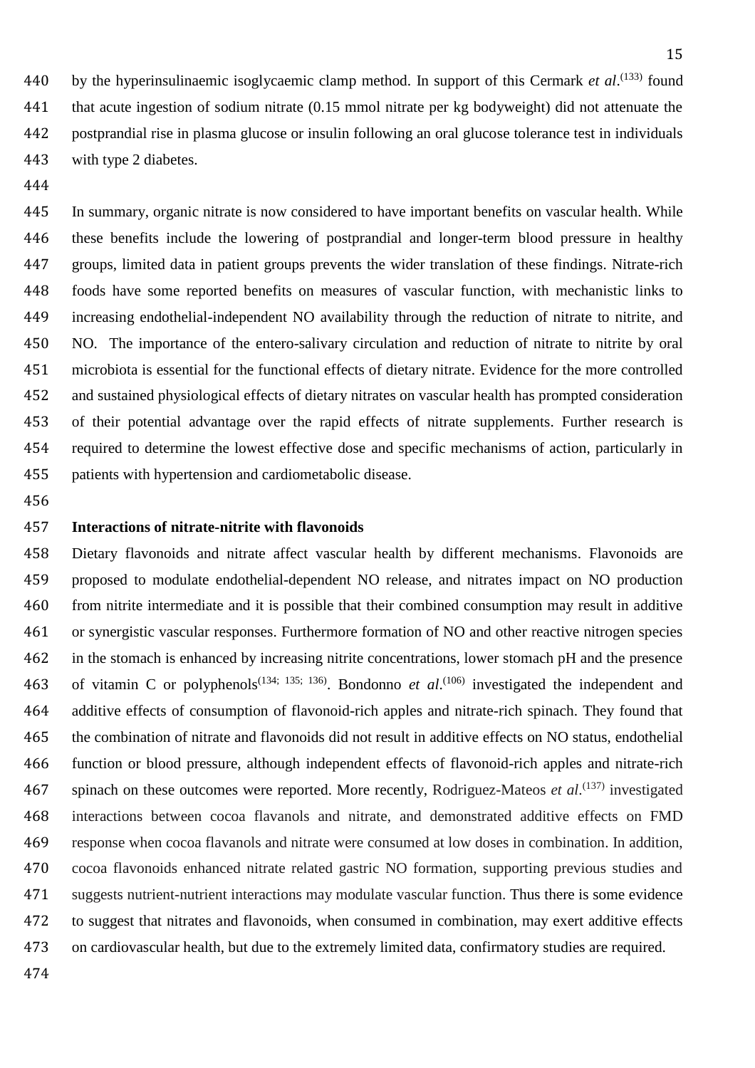by the hyperinsulinaemic isoglycaemic clamp method. In support of this Cermark *et al*.[133] found that acute ingestion of sodium nitrate (0.15 mmol nitrate per kg bodyweight) did not attenuate the postprandial rise in plasma glucose or insulin following an oral glucose tolerance test in individuals with type 2 diabetes.

In summary, organic nitrate is now considered to have important benefits on vascular health. While these benefits include the lowering of postprandial and longer-term blood pressure in healthy groups, limited data in patient groups prevents the wider translation of these findings. Nitrate-rich foods have some reported benefits on measures of vascular function, with mechanistic links to increasing endothelial-independent NO availability through the reduction of nitrate to nitrite, and NO. The importance of the entero-salivary circulation and reduction of nitrate to nitrite by oral microbiota is essential for the functional effects of dietary nitrate. Evidence for the more controlled and sustained physiological effects of dietary nitrates on vascular health has prompted consideration of their potential advantage over the rapid effects of nitrate supplements. Further research is required to determine the lowest effective dose and specific mechanisms of action, particularly in patients with hypertension and cardiometabolic disease.

**Interactions of nitrate-nitrite with flavonoids**

Dietary flavonoids and nitrate affect vascular health by different mechanisms. Flavonoids are proposed to modulate endothelial-dependent NO release, and nitrates impact on NO production from nitrite intermediate and it is possible that their combined consumption may result in additive or synergistic vascular responses. Furthermore formation of NO and other reactive nitrogen species in the stomach is enhanced by increasing nitrite concentrations, lower stomach pH and the presence of vitamin C or polyphenols[134; 135; 136]. Bondonno *et al*.[106] investigated the independent and additive effects of consumption of flavonoid-rich apples and nitrate-rich spinach. They found that the combination of nitrate and flavonoids did not result in additive effects on NO status, endothelial function or blood pressure, although independent effects of flavonoid-rich apples and nitrate-rich spinach on these outcomes were reported. More recently, Rodriguez-Mateos *et al*.[137] investigated interactions between cocoa flavanols and nitrate, and demonstrated additive effects on FMD response when cocoa flavanols and nitrate were consumed at low doses in combination. In addition, cocoa flavonoids enhanced nitrate related gastric NO formation, supporting previous studies and suggests nutrient-nutrient interactions may modulate vascular function. Thus there is some evidence to suggest that nitrates and flavonoids, when consumed in combination, may exert additive effects on cardiovascular health, but due to the extremely limited data, confirmatory studies are required.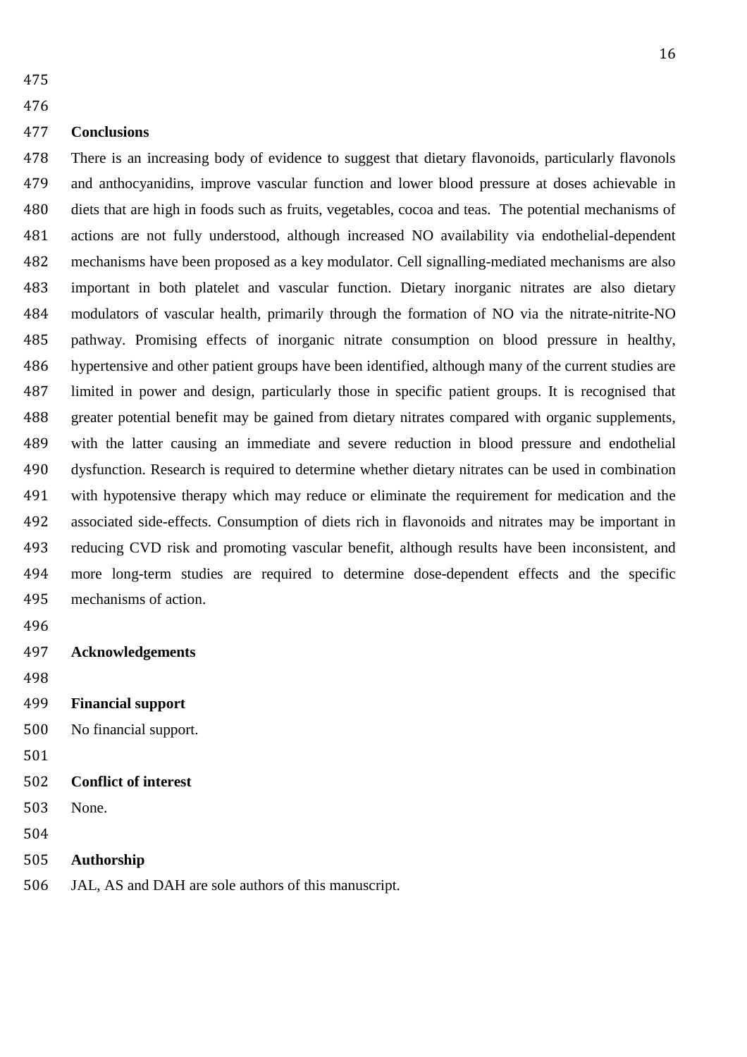## Conclusions

There is an increasing body of evidence to suggest that dietary flavonoids, particularly flavonols and anthocyanidins, improve vascular function and lower blood pressure at doses achievable in diets that are high in foods such as fruits, vegetables, cocoa and teas. The potential mechanisms of actions are not fully understood, although increased NO availability via endothelial-dependent mechanisms have been proposed as a key modulator. Cell signalling-mediated mechanisms are also important in both platelet and vascular function. Dietary inorganic nitrates are also dietary modulators of vascular health, primarily through the formation of NO via the nitrate-nitrite-NO pathway. Promising effects of inorganic nitrate consumption on blood pressure in healthy, hypertensive and other patient groups have been identified, although many of the current studies are limited in power and design, particularly those in specific patient groups. It is recognised that greater potential benefit may be gained from dietary nitrates compared with organic supplements, with the latter causing an immediate and severe reduction in blood pressure and endothelial dysfunction. Research is required to determine whether dietary nitrates can be used in combination with hypotensive therapy which may reduce or eliminate the requirement for medication and the associated side-effects. Consumption of diets rich in flavonoids and nitrates may be important in reducing CVD risk and promoting vascular benefit, although results have been inconsistent, and more long-term studies are required to determine dose-dependent effects and the specific mechanisms of action.

## Acknowledgements

## Financial support

No financial support.

## Conflict of interest

None.

## Authorship

JAL, AS and DAH are sole authors of this manuscript.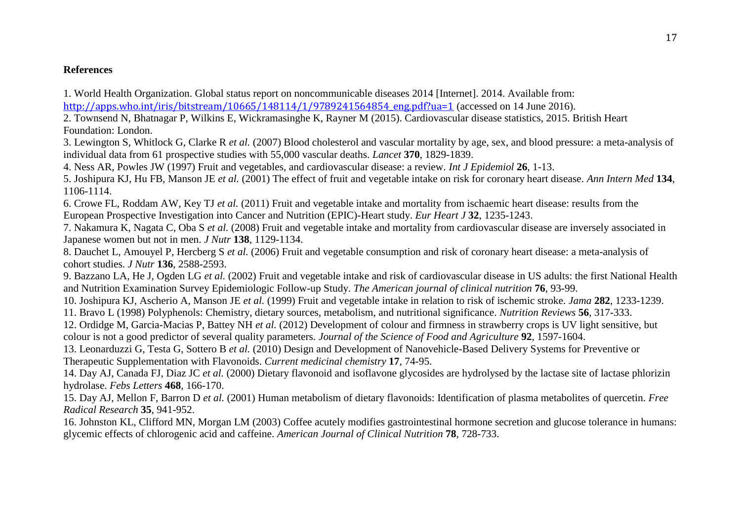**References**

1. World Health Organization. Global status report on noncommunicable diseases 2014 [Internet]. 2014. Available from: http://apps.who.int/iris/bitstream/10665/148114/1/9789241564854_eng.pdf?ua=1 (accessed on 14 June 2016).

2. Townsend N, Bhatnagar P, Wilkins E, Wickramasinghe K, Rayner M (2015). Cardiovascular disease statistics, 2015. British Heart Foundation: London.

3. Lewington S, Whitlock G, Clarke R *et al.* (2007) Blood cholesterol and vascular mortality by age, sex, and blood pressure: a meta-analysis of individual data from 61 prospective studies with 55,000 vascular deaths. *Lancet* **370**, 1829-1839.

4. Ness AR, Powles JW (1997) Fruit and vegetables, and cardiovascular disease: a review. *Int J Epidemiol* **26**, 1-13.

5. Joshipura KJ, Hu FB, Manson JE *et al.* (2001) The effect of fruit and vegetable intake on risk for coronary heart disease. *Ann Intern Med* **134**, 1106-1114.

6. Crowe FL, Roddam AW, Key TJ *et al.* (2011) Fruit and vegetable intake and mortality from ischaemic heart disease: results from the European Prospective Investigation into Cancer and Nutrition (EPIC)-Heart study. *Eur Heart J* **32**, 1235-1243.

7. Nakamura K, Nagata C, Oba S *et al.* (2008) Fruit and vegetable intake and mortality from cardiovascular disease are inversely associated in Japanese women but not in men. *J Nutr* **138**, 1129-1134.

8. Dauchet L, Amouyel P, Hercberg S *et al.* (2006) Fruit and vegetable consumption and risk of coronary heart disease: a meta-analysis of cohort studies. *J Nutr* **136**, 2588-2593.

9. Bazzano LA, He J, Ogden LG *et al.* (2002) Fruit and vegetable intake and risk of cardiovascular disease in US adults: the first National Health and Nutrition Examination Survey Epidemiologic Follow-up Study. *The American journal of clinical nutrition* **76**, 93-99.

10. Joshipura KJ, Ascherio A, Manson JE *et al.* (1999) Fruit and vegetable intake in relation to risk of ischemic stroke. *Jama* **282**, 1233-1239.

11. Bravo L (1998) Polyphenols: Chemistry, dietary sources, metabolism, and nutritional significance. *Nutrition Reviews* **56**, 317-333.

12. Ordidge M, Garcia-Macias P, Battey NH *et al.* (2012) Development of colour and firmness in strawberry crops is UV light sensitive, but colour is not a good predictor of several quality parameters. *Journal of the Science of Food and Agriculture* **92**, 1597-1604.

13. Leonarduzzi G, Testa G, Sottero B *et al.* (2010) Design and Development of Nanovehicle-Based Delivery Systems for Preventive or Therapeutic Supplementation with Flavonoids. *Current medicinal chemistry* **17**, 74-95.

14. Day AJ, Canada FJ, Diaz JC *et al.* (2000) Dietary flavonoid and isoflavone glycosides are hydrolysed by the lactase site of lactase phlorizin hydrolase. *Febs Letters* **468**, 166-170.

15. Day AJ, Mellon F, Barron D *et al.* (2001) Human metabolism of dietary flavonoids: Identification of plasma metabolites of quercetin. *Free Radical Research* **35**, 941-952.

16. Johnston KL, Clifford MN, Morgan LM (2003) Coffee acutely modifies gastrointestinal hormone secretion and glucose tolerance in humans: glycemic effects of chlorogenic acid and caffeine. *American Journal of Clinical Nutrition* **78**, 728-733.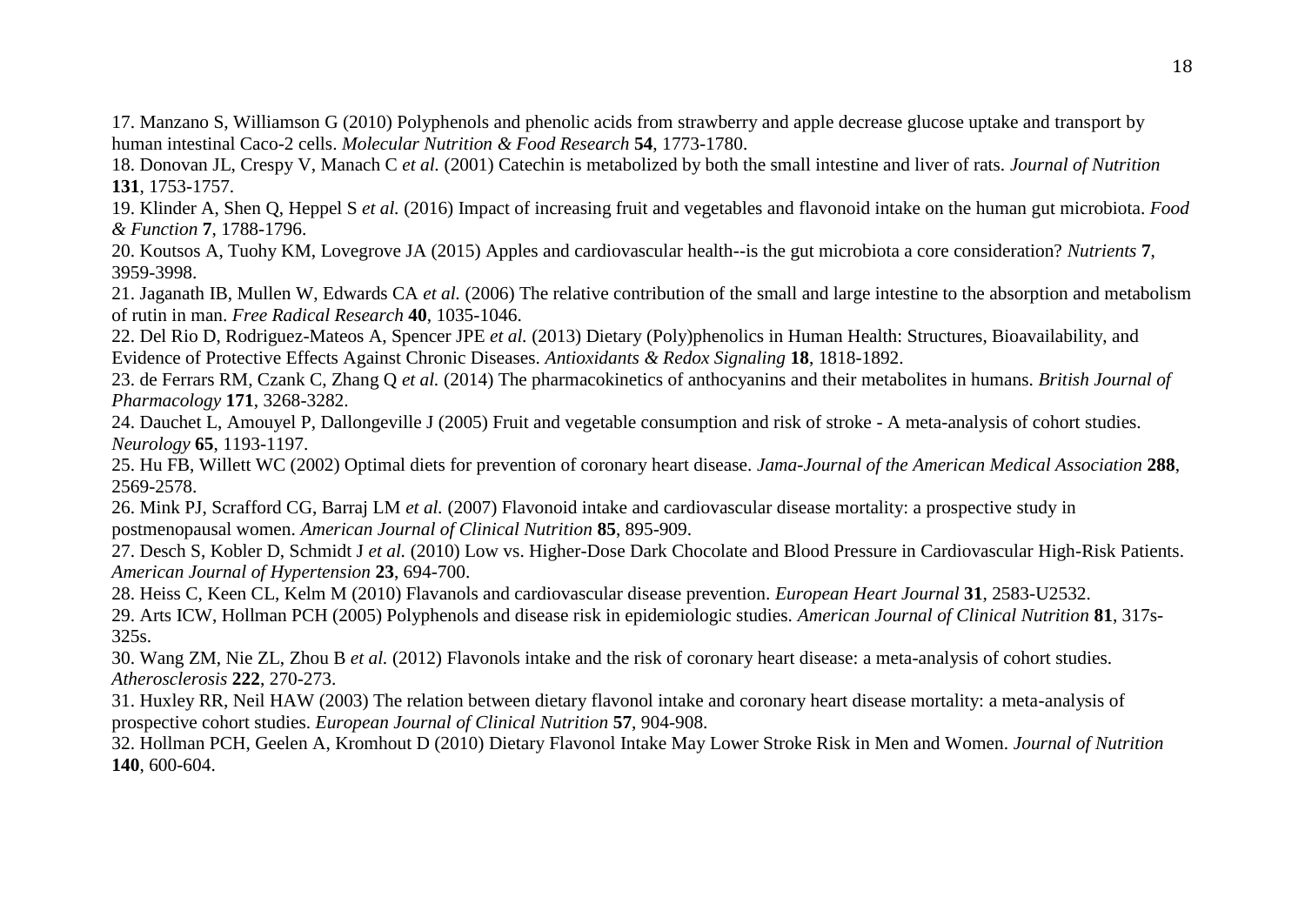17. Manzano S, Williamson G (2010) Polyphenols and phenolic acids from strawberry and apple decrease glucose uptake and transport by human intestinal Caco-2 cells. *Molecular Nutrition & Food Research* **54**, 1773-1780.

18. Donovan JL, Crespy V, Manach C *et al.* (2001) Catechin is metabolized by both the small intestine and liver of rats. *Journal of Nutrition* **131**, 1753-1757.

19. Klinder A, Shen Q, Heppel S *et al.* (2016) Impact of increasing fruit and vegetables and flavonoid intake on the human gut microbiota. *Food & Function* **7**, 1788-1796.

20. Koutsos A, Tuohy KM, Lovegrove JA (2015) Apples and cardiovascular health--is the gut microbiota a core consideration? *Nutrients* **7**, 3959-3998.

21. Jaganath IB, Mullen W, Edwards CA *et al.* (2006) The relative contribution of the small and large intestine to the absorption and metabolism of rutin in man. *Free Radical Research* **40**, 1035-1046.

22. Del Rio D, Rodriguez-Mateos A, Spencer JPE *et al.* (2013) Dietary (Poly)phenolics in Human Health: Structures, Bioavailability, and Evidence of Protective Effects Against Chronic Diseases. *Antioxidants & Redox Signaling* **18**, 1818-1892.

23. de Ferrars RM, Czank C, Zhang Q *et al.* (2014) The pharmacokinetics of anthocyanins and their metabolites in humans. *British Journal of Pharmacology* **171**, 3268-3282.

24. Dauchet L, Amouyel P, Dallongeville J (2005) Fruit and vegetable consumption and risk of stroke - A meta-analysis of cohort studies. *Neurology* **65**, 1193-1197.

25. Hu FB, Willett WC (2002) Optimal diets for prevention of coronary heart disease. *Jama-Journal of the American Medical Association* **288**, 2569-2578.

26. Mink PJ, Scrafford CG, Barraj LM *et al.* (2007) Flavonoid intake and cardiovascular disease mortality: a prospective study in postmenopausal women. *American Journal of Clinical Nutrition* **85**, 895-909.

27. Desch S, Kobler D, Schmidt J *et al.* (2010) Low vs. Higher-Dose Dark Chocolate and Blood Pressure in Cardiovascular High-Risk Patients. *American Journal of Hypertension* **23**, 694-700.

28. Heiss C, Keen CL, Kelm M (2010) Flavanols and cardiovascular disease prevention. *European Heart Journal* **31**, 2583-U2532.

29. Arts ICW, Hollman PCH (2005) Polyphenols and disease risk in epidemiologic studies. *American Journal of Clinical Nutrition* **81**, 317s-325s.

30. Wang ZM, Nie ZL, Zhou B *et al.* (2012) Flavonols intake and the risk of coronary heart disease: a meta-analysis of cohort studies. *Atherosclerosis* **222**, 270-273.

31. Huxley RR, Neil HAW (2003) The relation between dietary flavonol intake and coronary heart disease mortality: a meta-analysis of prospective cohort studies. *European Journal of Clinical Nutrition* **57**, 904-908.

32. Hollman PCH, Geelen A, Kromhout D (2010) Dietary Flavonol Intake May Lower Stroke Risk in Men and Women. *Journal of Nutrition* **140**, 600-604.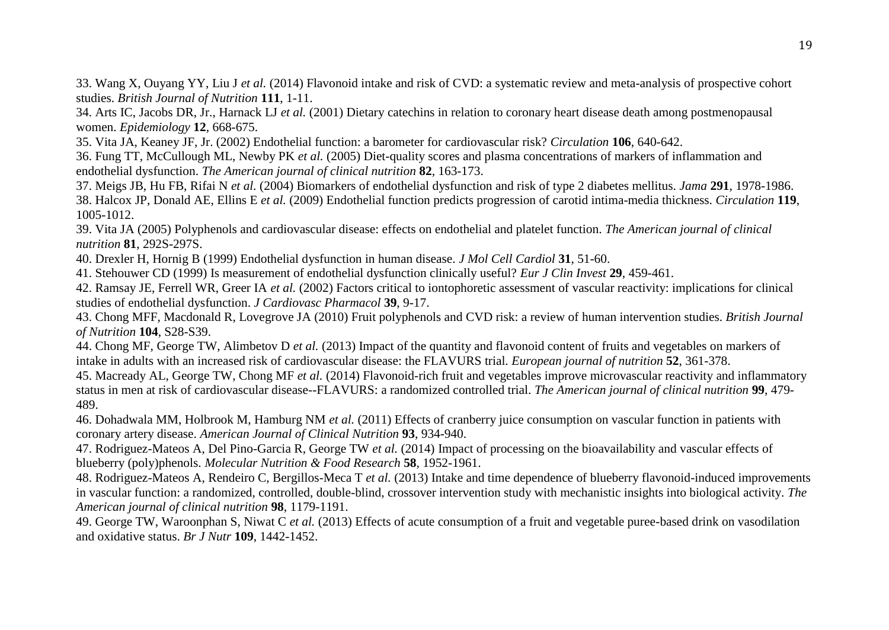33. Wang X, Ouyang YY, Liu J *et al.* (2014) Flavonoid intake and risk of CVD: a systematic review and meta-analysis of prospective cohort studies. *British Journal of Nutrition* **111**, 1-11.

34. Arts IC, Jacobs DR, Jr., Harnack LJ *et al.* (2001) Dietary catechins in relation to coronary heart disease death among postmenopausal women. *Epidemiology* **12**, 668-675.

35. Vita JA, Keaney JF, Jr. (2002) Endothelial function: a barometer for cardiovascular risk? *Circulation* **106**, 640-642.

36. Fung TT, McCullough ML, Newby PK *et al.* (2005) Diet-quality scores and plasma concentrations of markers of inflammation and endothelial dysfunction. *The American journal of clinical nutrition* **82**, 163-173.

37. Meigs JB, Hu FB, Rifai N *et al.* (2004) Biomarkers of endothelial dysfunction and risk of type 2 diabetes mellitus. *Jama* **291**, 1978-1986.

38. Halcox JP, Donald AE, Ellins E *et al.* (2009) Endothelial function predicts progression of carotid intima-media thickness. *Circulation* **119**, 1005-1012.

39. Vita JA (2005) Polyphenols and cardiovascular disease: effects on endothelial and platelet function. *The American journal of clinical nutrition* **81**, 292S-297S.

40. Drexler H, Hornig B (1999) Endothelial dysfunction in human disease. *J Mol Cell Cardiol* **31**, 51-60.

41. Stehouwer CD (1999) Is measurement of endothelial dysfunction clinically useful? *Eur J Clin Invest* **29**, 459-461.

42. Ramsay JE, Ferrell WR, Greer IA *et al.* (2002) Factors critical to iontophoretic assessment of vascular reactivity: implications for clinical studies of endothelial dysfunction. *J Cardiovasc Pharmacol* **39**, 9-17.

43. Chong MFF, Macdonald R, Lovegrove JA (2010) Fruit polyphenols and CVD risk: a review of human intervention studies. *British Journal of Nutrition* **104**, S28-S39.

44. Chong MF, George TW, Alimbetov D *et al.* (2013) Impact of the quantity and flavonoid content of fruits and vegetables on markers of intake in adults with an increased risk of cardiovascular disease: the FLAVURS trial. *European journal of nutrition* **52**, 361-378.

45. Macready AL, George TW, Chong MF *et al.* (2014) Flavonoid-rich fruit and vegetables improve microvascular reactivity and inflammatory status in men at risk of cardiovascular disease--FLAVURS: a randomized controlled trial. *The American journal of clinical nutrition* **99**, 479-489.

46. Dohadwala MM, Holbrook M, Hamburg NM *et al.* (2011) Effects of cranberry juice consumption on vascular function in patients with coronary artery disease. *American Journal of Clinical Nutrition* **93**, 934-940.

47. Rodriguez-Mateos A, Del Pino-Garcia R, George TW *et al.* (2014) Impact of processing on the bioavailability and vascular effects of blueberry (poly)phenols. *Molecular Nutrition & Food Research* **58**, 1952-1961.

48. Rodriguez-Mateos A, Rendeiro C, Bergillos-Meca T *et al.* (2013) Intake and time dependence of blueberry flavonoid-induced improvements in vascular function: a randomized, controlled, double-blind, crossover intervention study with mechanistic insights into biological activity. *The American journal of clinical nutrition* **98**, 1179-1191.

49. George TW, Waroonphan S, Niwat C *et al.* (2013) Effects of acute consumption of a fruit and vegetable puree-based drink on vasodilation and oxidative status. *Br J Nutr* **109**, 1442-1452.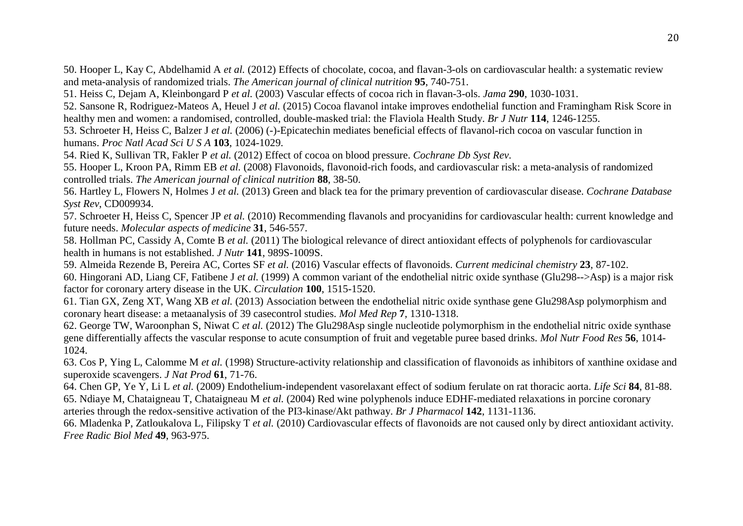50. Hooper L, Kay C, Abdelhamid A *et al.* (2012) Effects of chocolate, cocoa, and flavan-3-ols on cardiovascular health: a systematic review and meta-analysis of randomized trials. *The American journal of clinical nutrition* **95**, 740-751.

51. Heiss C, Dejam A, Kleinbongard P *et al.* (2003) Vascular effects of cocoa rich in flavan-3-ols. *Jama* **290**, 1030-1031.

52. Sansone R, Rodriguez-Mateos A, Heuel J *et al.* (2015) Cocoa flavanol intake improves endothelial function and Framingham Risk Score in healthy men and women: a randomised, controlled, double-masked trial: the Flaviola Health Study. *Br J Nutr* **114**, 1246-1255.

53. Schroeter H, Heiss C, Balzer J *et al.* (2006) (-)-Epicatechin mediates beneficial effects of flavanol-rich cocoa on vascular function in humans. *Proc Natl Acad Sci U S A* **103**, 1024-1029.

54. Ried K, Sullivan TR, Fakler P *et al.* (2012) Effect of cocoa on blood pressure. *Cochrane Db Syst Rev*.

55. Hooper L, Kroon PA, Rimm EB *et al.* (2008) Flavonoids, flavonoid-rich foods, and cardiovascular risk: a meta-analysis of randomized controlled trials. *The American journal of clinical nutrition* **88**, 38-50.

56. Hartley L, Flowers N, Holmes J *et al.* (2013) Green and black tea for the primary prevention of cardiovascular disease. *Cochrane Database Syst Rev*, CD009934.

57. Schroeter H, Heiss C, Spencer JP *et al.* (2010) Recommending flavanols and procyanidins for cardiovascular health: current knowledge and future needs. *Molecular aspects of medicine* **31**, 546-557.

58. Hollman PC, Cassidy A, Comte B *et al.* (2011) The biological relevance of direct antioxidant effects of polyphenols for cardiovascular health in humans is not established. *J Nutr* **141**, 989S-1009S.

59. Almeida Rezende B, Pereira AC, Cortes SF *et al.* (2016) Vascular effects of flavonoids. *Current medicinal chemistry* **23**, 87-102.

60. Hingorani AD, Liang CF, Fatibene J *et al.* (1999) A common variant of the endothelial nitric oxide synthase (Glu298-->Asp) is a major risk factor for coronary artery disease in the UK. *Circulation* **100**, 1515-1520.

61. Tian GX, Zeng XT, Wang XB *et al.* (2013) Association between the endothelial nitric oxide synthase gene Glu298Asp polymorphism and coronary heart disease: a metaanalysis of 39 casecontrol studies. *Mol Med Rep* **7**, 1310-1318.

62. George TW, Waroonphan S, Niwat C *et al.* (2012) The Glu298Asp single nucleotide polymorphism in the endothelial nitric oxide synthase gene differentially affects the vascular response to acute consumption of fruit and vegetable puree based drinks. *Mol Nutr Food Res* **56**, 1014-1024.

63. Cos P, Ying L, Calomme M *et al.* (1998) Structure-activity relationship and classification of flavonoids as inhibitors of xanthine oxidase and superoxide scavengers. *J Nat Prod* **61**, 71-76.

64. Chen GP, Ye Y, Li L *et al.* (2009) Endothelium-independent vasorelaxant effect of sodium ferulate on rat thoracic aorta. *Life Sci* **84**, 81-88.

65. Ndiaye M, Chataigneau T, Chataigneau M *et al.* (2004) Red wine polyphenols induce EDHF-mediated relaxations in porcine coronary arteries through the redox-sensitive activation of the PI3-kinase/Akt pathway. *Br J Pharmacol* **142**, 1131-1136.

66. Mladenka P, Zatloukalova L, Filipsky T *et al.* (2010) Cardiovascular effects of flavonoids are not caused only by direct antioxidant activity. *Free Radic Biol Med* **49**, 963-975.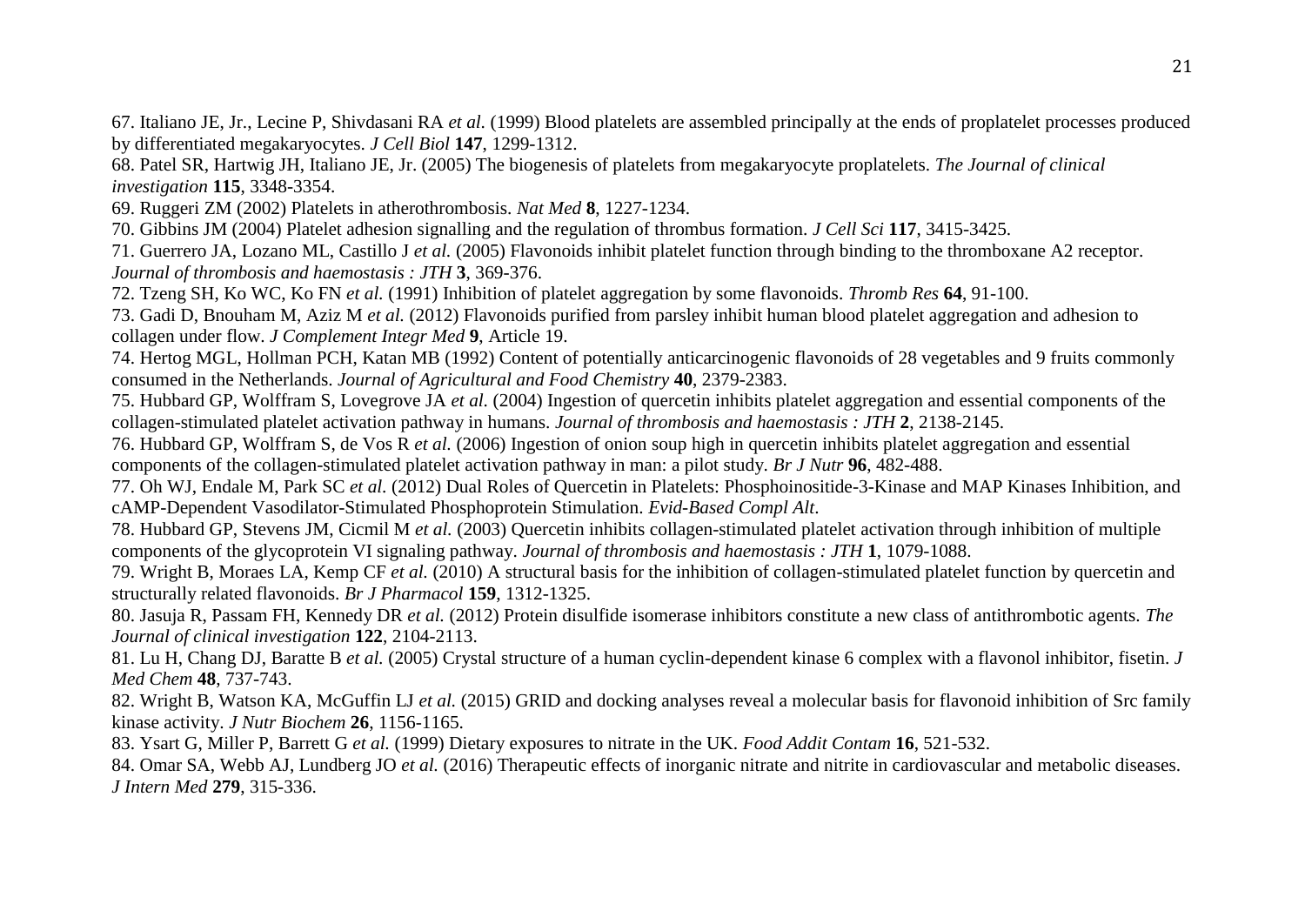67. Italiano JE, Jr., Lecine P, Shivdasani RA *et al.* (1999) Blood platelets are assembled principally at the ends of proplatelet processes produced by differentiated megakaryocytes. *J Cell Biol* **147**, 1299-1312.

68. Patel SR, Hartwig JH, Italiano JE, Jr. (2005) The biogenesis of platelets from megakaryocyte proplatelets. *The Journal of clinical investigation* **115**, 3348-3354.

69. Ruggeri ZM (2002) Platelets in atherothrombosis. *Nat Med* **8**, 1227-1234.

70. Gibbins JM (2004) Platelet adhesion signalling and the regulation of thrombus formation. *J Cell Sci* **117**, 3415-3425.

71. Guerrero JA, Lozano ML, Castillo J *et al.* (2005) Flavonoids inhibit platelet function through binding to the thromboxane A2 receptor. *Journal of thrombosis and haemostasis : JTH* **3**, 369-376.

72. Tzeng SH, Ko WC, Ko FN *et al.* (1991) Inhibition of platelet aggregation by some flavonoids. *Thromb Res* **64**, 91-100.

73. Gadi D, Bnouham M, Aziz M *et al.* (2012) Flavonoids purified from parsley inhibit human blood platelet aggregation and adhesion to collagen under flow. *J Complement Integr Med* **9**, Article 19.

74. Hertog MGL, Hollman PCH, Katan MB (1992) Content of potentially anticarcinogenic flavonoids of 28 vegetables and 9 fruits commonly consumed in the Netherlands. *Journal of Agricultural and Food Chemistry* **40**, 2379-2383.

75. Hubbard GP, Wolffram S, Lovegrove JA *et al.* (2004) Ingestion of quercetin inhibits platelet aggregation and essential components of the collagen-stimulated platelet activation pathway in humans. *Journal of thrombosis and haemostasis : JTH* **2**, 2138-2145.

76. Hubbard GP, Wolffram S, de Vos R *et al.* (2006) Ingestion of onion soup high in quercetin inhibits platelet aggregation and essential components of the collagen-stimulated platelet activation pathway in man: a pilot study. *Br J Nutr* **96**, 482-488.

77. Oh WJ, Endale M, Park SC *et al.* (2012) Dual Roles of Quercetin in Platelets: Phosphoinositide-3-Kinase and MAP Kinases Inhibition, and cAMP-Dependent Vasodilator-Stimulated Phosphoprotein Stimulation. *Evid-Based Compl Alt*.

78. Hubbard GP, Stevens JM, Cicmil M *et al.* (2003) Quercetin inhibits collagen-stimulated platelet activation through inhibition of multiple components of the glycoprotein VI signaling pathway. *Journal of thrombosis and haemostasis : JTH* **1**, 1079-1088.

79. Wright B, Moraes LA, Kemp CF *et al.* (2010) A structural basis for the inhibition of collagen-stimulated platelet function by quercetin and structurally related flavonoids. *Br J Pharmacol* **159**, 1312-1325.

80. Jasuja R, Passam FH, Kennedy DR *et al.* (2012) Protein disulfide isomerase inhibitors constitute a new class of antithrombotic agents. *The Journal of clinical investigation* **122**, 2104-2113.

81. Lu H, Chang DJ, Baratte B *et al.* (2005) Crystal structure of a human cyclin-dependent kinase 6 complex with a flavonol inhibitor, fisetin. *J Med Chem* **48**, 737-743.

82. Wright B, Watson KA, McGuffin LJ *et al.* (2015) GRID and docking analyses reveal a molecular basis for flavonoid inhibition of Src family kinase activity. *J Nutr Biochem* **26**, 1156-1165.

83. Ysart G, Miller P, Barrett G *et al.* (1999) Dietary exposures to nitrate in the UK. *Food Addit Contam* **16**, 521-532.

84. Omar SA, Webb AJ, Lundberg JO *et al.* (2016) Therapeutic effects of inorganic nitrate and nitrite in cardiovascular and metabolic diseases. *J Intern Med* **279**, 315-336.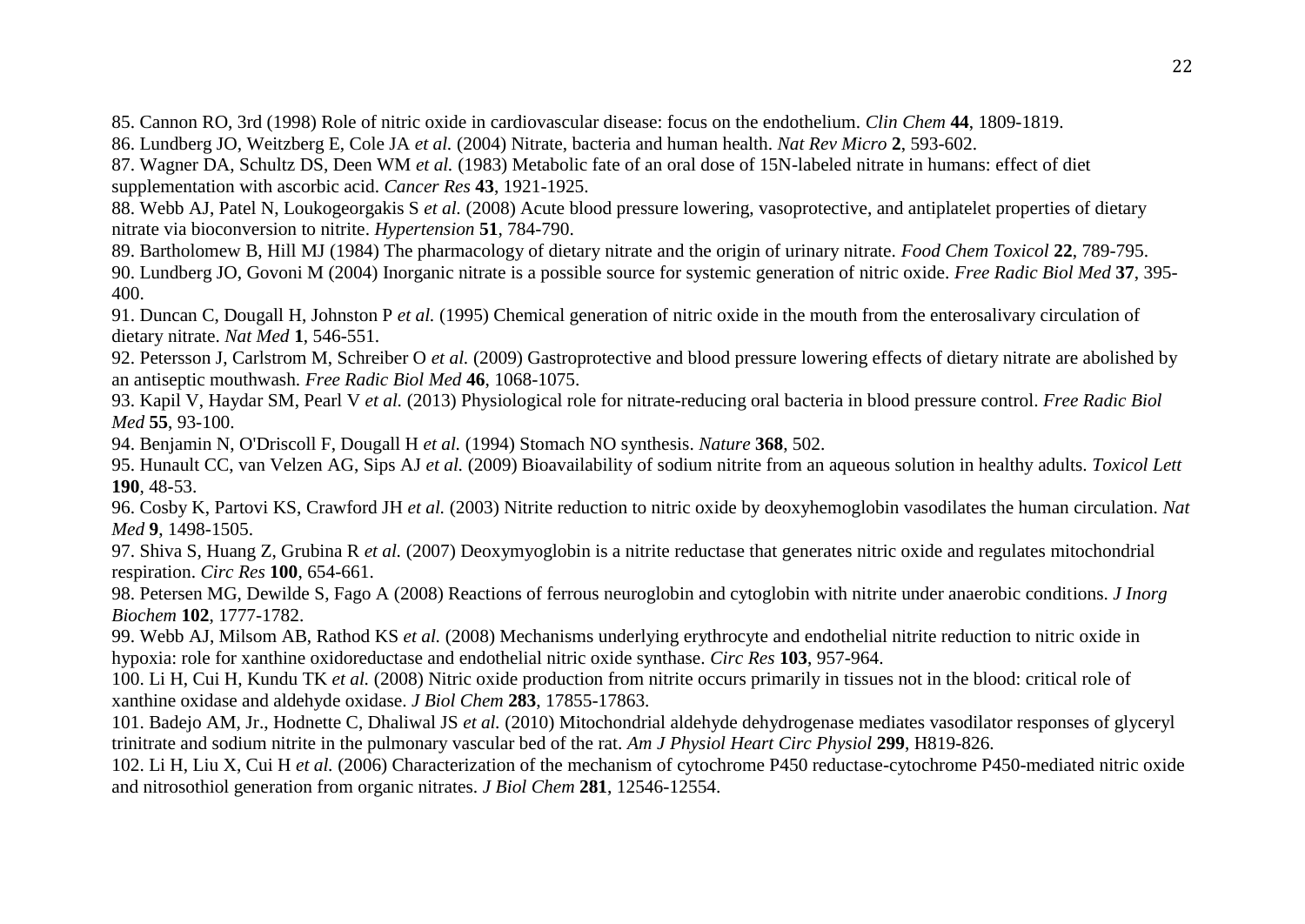85. Cannon RO, 3rd (1998) Role of nitric oxide in cardiovascular disease: focus on the endothelium. *Clin Chem* **44**, 1809-1819.

86. Lundberg JO, Weitzberg E, Cole JA *et al.* (2004) Nitrate, bacteria and human health. *Nat Rev Micro* **2**, 593-602.

87. Wagner DA, Schultz DS, Deen WM *et al.* (1983) Metabolic fate of an oral dose of 15N-labeled nitrate in humans: effect of diet supplementation with ascorbic acid. *Cancer Res* **43**, 1921-1925.

88. Webb AJ, Patel N, Loukogeorgakis S *et al.* (2008) Acute blood pressure lowering, vasoprotective, and antiplatelet properties of dietary nitrate via bioconversion to nitrite. *Hypertension* **51**, 784-790.

89. Bartholomew B, Hill MJ (1984) The pharmacology of dietary nitrate and the origin of urinary nitrate. *Food Chem Toxicol* **22**, 789-795.

90. Lundberg JO, Govoni M (2004) Inorganic nitrate is a possible source for systemic generation of nitric oxide. *Free Radic Biol Med* **37**, 395-400.

91. Duncan C, Dougall H, Johnston P *et al.* (1995) Chemical generation of nitric oxide in the mouth from the enterosalivary circulation of dietary nitrate. *Nat Med* **1**, 546-551.

92. Petersson J, Carlstrom M, Schreiber O *et al.* (2009) Gastroprotective and blood pressure lowering effects of dietary nitrate are abolished by an antiseptic mouthwash. *Free Radic Biol Med* **46**, 1068-1075.

93. Kapil V, Haydar SM, Pearl V *et al.* (2013) Physiological role for nitrate-reducing oral bacteria in blood pressure control. *Free Radic Biol Med* **55**, 93-100.

94. Benjamin N, O'Driscoll F, Dougall H *et al.* (1994) Stomach NO synthesis. *Nature* **368**, 502.

95. Hunault CC, van Velzen AG, Sips AJ *et al.* (2009) Bioavailability of sodium nitrite from an aqueous solution in healthy adults. *Toxicol Lett* **190**, 48-53.

96. Cosby K, Partovi KS, Crawford JH *et al.* (2003) Nitrite reduction to nitric oxide by deoxyhemoglobin vasodilates the human circulation. *Nat Med* **9**, 1498-1505.

97. Shiva S, Huang Z, Grubina R *et al.* (2007) Deoxymyoglobin is a nitrite reductase that generates nitric oxide and regulates mitochondrial respiration. *Circ Res* **100**, 654-661.

98. Petersen MG, Dewilde S, Fago A (2008) Reactions of ferrous neuroglobin and cytoglobin with nitrite under anaerobic conditions. *J Inorg Biochem* **102**, 1777-1782.

99. Webb AJ, Milsom AB, Rathod KS *et al.* (2008) Mechanisms underlying erythrocyte and endothelial nitrite reduction to nitric oxide in hypoxia: role for xanthine oxidoreductase and endothelial nitric oxide synthase. *Circ Res* **103**, 957-964.

100. Li H, Cui H, Kundu TK *et al.* (2008) Nitric oxide production from nitrite occurs primarily in tissues not in the blood: critical role of xanthine oxidase and aldehyde oxidase. *J Biol Chem* **283**, 17855-17863.

101. Badejo AM, Jr., Hodnette C, Dhaliwal JS *et al.* (2010) Mitochondrial aldehyde dehydrogenase mediates vasodilator responses of glyceryl trinitrate and sodium nitrite in the pulmonary vascular bed of the rat. *Am J Physiol Heart Circ Physiol* **299**, H819-826.

102. Li H, Liu X, Cui H *et al.* (2006) Characterization of the mechanism of cytochrome P450 reductase-cytochrome P450-mediated nitric oxide and nitrosothiol generation from organic nitrates. *J Biol Chem* **281**, 12546-12554.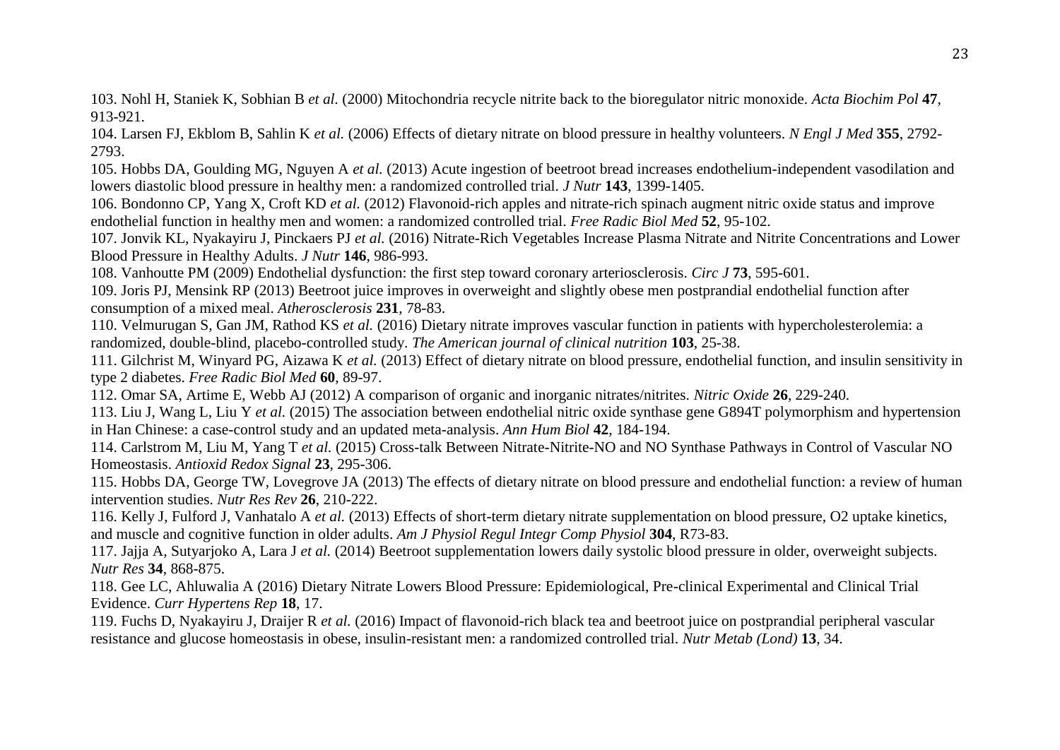103. Nohl H, Staniek K, Sobhian B *et al.* (2000) Mitochondria recycle nitrite back to the bioregulator nitric monoxide. *Acta Biochim Pol* **47**, 913-921.

104. Larsen FJ, Ekblom B, Sahlin K *et al.* (2006) Effects of dietary nitrate on blood pressure in healthy volunteers. *N Engl J Med* **355**, 2792-2793.

105. Hobbs DA, Goulding MG, Nguyen A *et al.* (2013) Acute ingestion of beetroot bread increases endothelium-independent vasodilation and lowers diastolic blood pressure in healthy men: a randomized controlled trial. *J Nutr* **143**, 1399-1405.

106. Bondonno CP, Yang X, Croft KD *et al.* (2012) Flavonoid-rich apples and nitrate-rich spinach augment nitric oxide status and improve endothelial function in healthy men and women: a randomized controlled trial. *Free Radic Biol Med* **52**, 95-102.

107. Jonvik KL, Nyakayiru J, Pinckaers PJ *et al.* (2016) Nitrate-Rich Vegetables Increase Plasma Nitrate and Nitrite Concentrations and Lower Blood Pressure in Healthy Adults. *J Nutr* **146**, 986-993.

108. Vanhoutte PM (2009) Endothelial dysfunction: the first step toward coronary arteriosclerosis. *Circ J* **73**, 595-601.

109. Joris PJ, Mensink RP (2013) Beetroot juice improves in overweight and slightly obese men postprandial endothelial function after consumption of a mixed meal. *Atherosclerosis* **231**, 78-83.

110. Velmurugan S, Gan JM, Rathod KS *et al.* (2016) Dietary nitrate improves vascular function in patients with hypercholesterolemia: a randomized, double-blind, placebo-controlled study. *The American journal of clinical nutrition* **103**, 25-38.

111. Gilchrist M, Winyard PG, Aizawa K *et al.* (2013) Effect of dietary nitrate on blood pressure, endothelial function, and insulin sensitivity in type 2 diabetes. *Free Radic Biol Med* **60**, 89-97.

112. Omar SA, Artime E, Webb AJ (2012) A comparison of organic and inorganic nitrates/nitrites. *Nitric Oxide* **26**, 229-240.

113. Liu J, Wang L, Liu Y *et al.* (2015) The association between endothelial nitric oxide synthase gene G894T polymorphism and hypertension in Han Chinese: a case-control study and an updated meta-analysis. *Ann Hum Biol* **42**, 184-194.

114. Carlstrom M, Liu M, Yang T *et al.* (2015) Cross-talk Between Nitrate-Nitrite-NO and NO Synthase Pathways in Control of Vascular NO Homeostasis. *Antioxid Redox Signal* **23**, 295-306.

115. Hobbs DA, George TW, Lovegrove JA (2013) The effects of dietary nitrate on blood pressure and endothelial function: a review of human intervention studies. *Nutr Res Rev* **26**, 210-222.

116. Kelly J, Fulford J, Vanhatalo A *et al.* (2013) Effects of short-term dietary nitrate supplementation on blood pressure, O2 uptake kinetics, and muscle and cognitive function in older adults. *Am J Physiol Regul Integr Comp Physiol* **304**, R73-83.

117. Jajja A, Sutyarjoko A, Lara J *et al.* (2014) Beetroot supplementation lowers daily systolic blood pressure in older, overweight subjects. *Nutr Res* **34**, 868-875.

118. Gee LC, Ahluwalia A (2016) Dietary Nitrate Lowers Blood Pressure: Epidemiological, Pre-clinical Experimental and Clinical Trial Evidence. *Curr Hypertens Rep* **18**, 17.

119. Fuchs D, Nyakayiru J, Draijer R *et al.* (2016) Impact of flavonoid-rich black tea and beetroot juice on postprandial peripheral vascular resistance and glucose homeostasis in obese, insulin-resistant men: a randomized controlled trial. *Nutr Metab (Lond)* **13**, 34.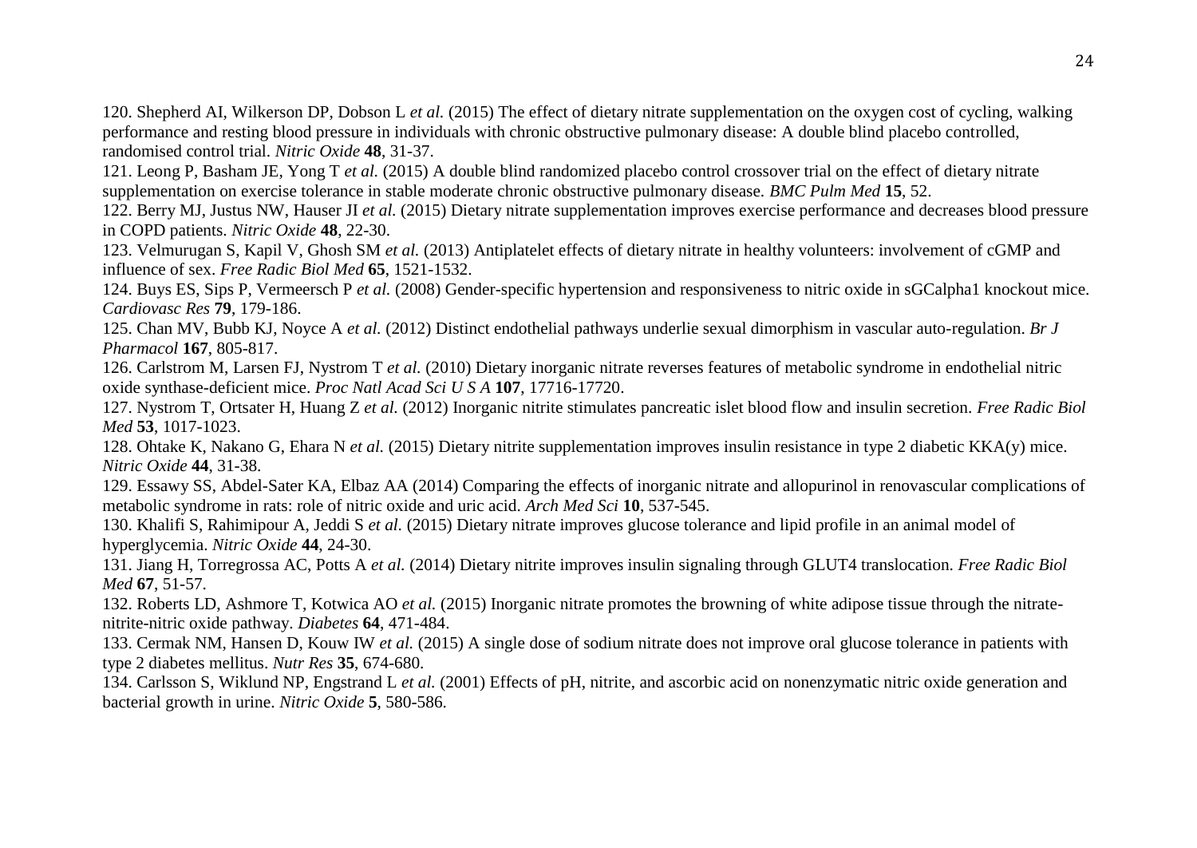120. Shepherd AI, Wilkerson DP, Dobson L *et al.* (2015) The effect of dietary nitrate supplementation on the oxygen cost of cycling, walking performance and resting blood pressure in individuals with chronic obstructive pulmonary disease: A double blind placebo controlled, randomised control trial. *Nitric Oxide* **48**, 31-37.

121. Leong P, Basham JE, Yong T *et al.* (2015) A double blind randomized placebo control crossover trial on the effect of dietary nitrate supplementation on exercise tolerance in stable moderate chronic obstructive pulmonary disease. *BMC Pulm Med* **15**, 52.

122. Berry MJ, Justus NW, Hauser JI *et al.* (2015) Dietary nitrate supplementation improves exercise performance and decreases blood pressure in COPD patients. *Nitric Oxide* **48**, 22-30.

123. Velmurugan S, Kapil V, Ghosh SM *et al.* (2013) Antiplatelet effects of dietary nitrate in healthy volunteers: involvement of cGMP and influence of sex. *Free Radic Biol Med* **65**, 1521-1532.

124. Buys ES, Sips P, Vermeersch P *et al.* (2008) Gender-specific hypertension and responsiveness to nitric oxide in sGCalpha1 knockout mice. *Cardiovasc Res* **79**, 179-186.

125. Chan MV, Bubb KJ, Noyce A *et al.* (2012) Distinct endothelial pathways underlie sexual dimorphism in vascular auto-regulation. *Br J Pharmacol* **167**, 805-817.

126. Carlstrom M, Larsen FJ, Nystrom T *et al.* (2010) Dietary inorganic nitrate reverses features of metabolic syndrome in endothelial nitric oxide synthase-deficient mice. *Proc Natl Acad Sci U S A* **107**, 17716-17720.

127. Nystrom T, Ortsater H, Huang Z *et al.* (2012) Inorganic nitrite stimulates pancreatic islet blood flow and insulin secretion. *Free Radic Biol Med* **53**, 1017-1023.

128. Ohtake K, Nakano G, Ehara N *et al.* (2015) Dietary nitrite supplementation improves insulin resistance in type 2 diabetic KKA(y) mice. *Nitric Oxide* **44**, 31-38.

129. Essawy SS, Abdel-Sater KA, Elbaz AA (2014) Comparing the effects of inorganic nitrate and allopurinol in renovascular complications of metabolic syndrome in rats: role of nitric oxide and uric acid. *Arch Med Sci* **10**, 537-545.

130. Khalifi S, Rahimipour A, Jeddi S *et al.* (2015) Dietary nitrate improves glucose tolerance and lipid profile in an animal model of hyperglycemia. *Nitric Oxide* **44**, 24-30.

131. Jiang H, Torregrossa AC, Potts A *et al.* (2014) Dietary nitrite improves insulin signaling through GLUT4 translocation. *Free Radic Biol Med* **67**, 51-57.

132. Roberts LD, Ashmore T, Kotwica AO *et al.* (2015) Inorganic nitrate promotes the browning of white adipose tissue through the nitrate-nitrite-nitric oxide pathway. *Diabetes* **64**, 471-484.

133. Cermak NM, Hansen D, Kouw IW *et al.* (2015) A single dose of sodium nitrate does not improve oral glucose tolerance in patients with type 2 diabetes mellitus. *Nutr Res* **35**, 674-680.

134. Carlsson S, Wiklund NP, Engstrand L *et al.* (2001) Effects of pH, nitrite, and ascorbic acid on nonenzymatic nitric oxide generation and bacterial growth in urine. *Nitric Oxide* **5**, 580-586.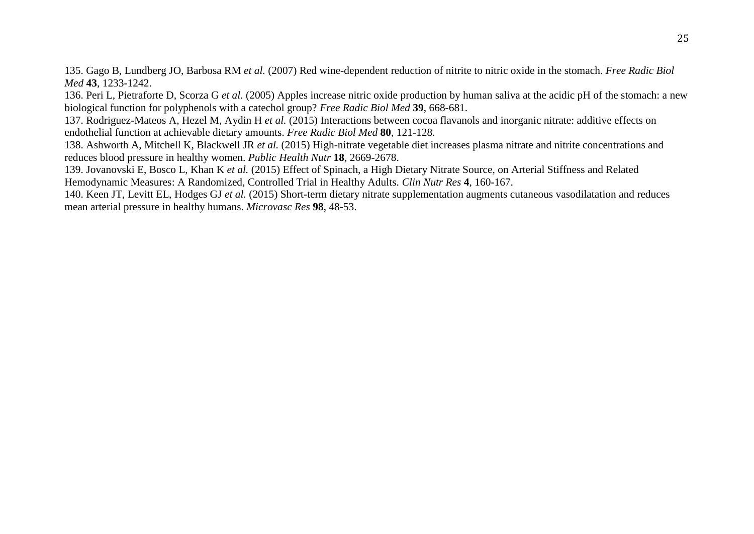135. Gago B, Lundberg JO, Barbosa RM *et al.* (2007) Red wine-dependent reduction of nitrite to nitric oxide in the stomach. *Free Radic Biol Med* **43**, 1233-1242.

136. Peri L, Pietraforte D, Scorza G *et al.* (2005) Apples increase nitric oxide production by human saliva at the acidic pH of the stomach: a new biological function for polyphenols with a catechol group? *Free Radic Biol Med* **39**, 668-681.

137. Rodriguez-Mateos A, Hezel M, Aydin H *et al.* (2015) Interactions between cocoa flavanols and inorganic nitrate: additive effects on endothelial function at achievable dietary amounts. *Free Radic Biol Med* **80**, 121-128.

138. Ashworth A, Mitchell K, Blackwell JR *et al.* (2015) High-nitrate vegetable diet increases plasma nitrate and nitrite concentrations and reduces blood pressure in healthy women. *Public Health Nutr* **18**, 2669-2678.

139. Jovanovski E, Bosco L, Khan K *et al.* (2015) Effect of Spinach, a High Dietary Nitrate Source, on Arterial Stiffness and Related Hemodynamic Measures: A Randomized, Controlled Trial in Healthy Adults. *Clin Nutr Res* **4**, 160-167.

140. Keen JT, Levitt EL, Hodges GJ *et al.* (2015) Short-term dietary nitrate supplementation augments cutaneous vasodilatation and reduces mean arterial pressure in healthy humans. *Microvasc Res* **98**, 48-53.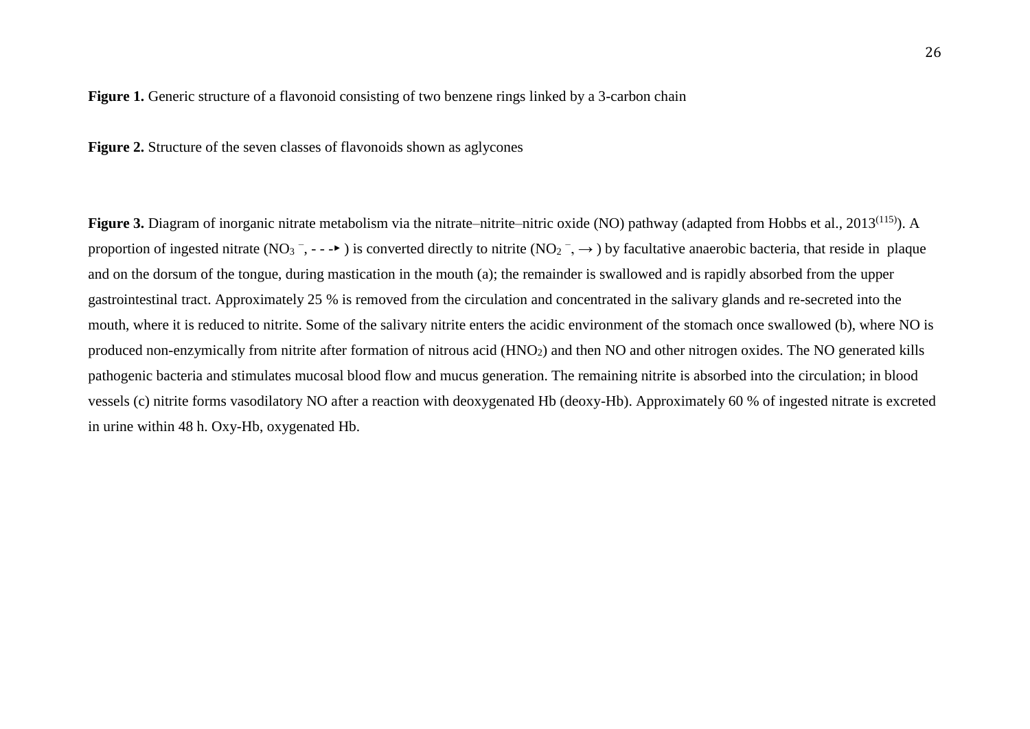**Figure 1.** Generic structure of a flavonoid consisting of two benzene rings linked by a 3-carbon chain

**Figure 2.** Structure of the seven classes of flavonoids shown as aglycones

**Figure 3.** Diagram of inorganic nitrate metabolism via the nitrate–nitrite–nitric oxide (NO) pathway (adapted from Hobbs et al., 2013[115]). A proportion of ingested nitrate ($NO_3^-$, - - -▸ ) is converted directly to nitrite ($NO_2^-$, → ) by facultative anaerobic bacteria, that reside in plaque and on the dorsum of the tongue, during mastication in the mouth (a); the remainder is swallowed and is rapidly absorbed from the upper gastrointestinal tract. Approximately 25 % is removed from the circulation and concentrated in the salivary glands and re-secreted into the mouth, where it is reduced to nitrite. Some of the salivary nitrite enters the acidic environment of the stomach once swallowed (b), where NO is produced non-enzymically from nitrite after formation of nitrous acid ($HNO_2$) and then NO and other nitrogen oxides. The NO generated kills pathogenic bacteria and stimulates mucosal blood flow and mucus generation. The remaining nitrite is absorbed into the circulation; in blood vessels (c) nitrite forms vasodilatory NO after a reaction with deoxygenated Hb (deoxy-Hb). Approximately 60 % of ingested nitrate is excreted in urine within 48 h. Oxy-Hb, oxygenated Hb.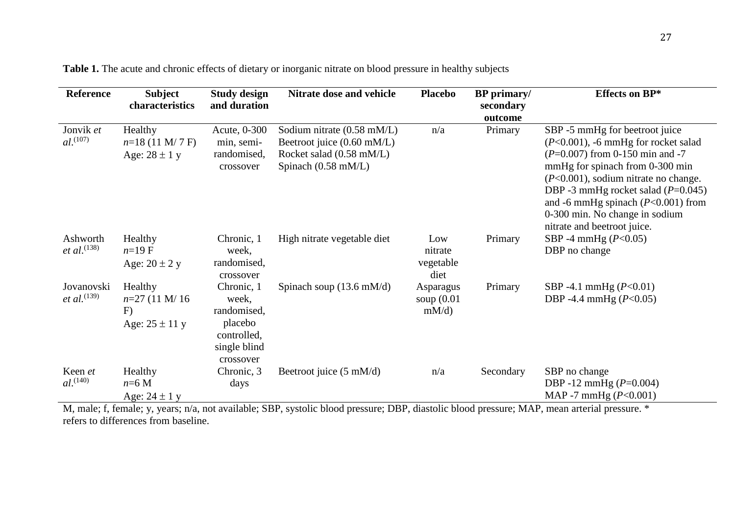**Table 1.** The acute and chronic effects of dietary or inorganic nitrate on blood pressure in healthy subjects

| Reference | Subject characteristics | Study design and duration | Nitrate dose and vehicle | Placebo | BP primary/ secondary outcome | Effects on BP* |
|---|---|---|---|---|---|---|
| Jonvik *et al*.[107] | Healthy<br>$n$=18 (11 M/ 7 F)<br>Age: 28 ± 1 y | Acute, 0-300 min, semi-randomised, crossover | Sodium nitrate (0.58 mM/L)<br>Beetroot juice (0.60 mM/L)<br>Rocket salad (0.58 mM/L)<br>Spinach (0.58 mM/L) | n/a | Primary | SBP -5 mmHg for beetroot juice ($P$<0.001), -6 mmHg for rocket salad ($P$=0.007) from 0-150 min and -7 mmHg for spinach from 0-300 min ($P$<0.001), sodium nitrate no change. DBP -3 mmHg rocket salad ($P$=0.045) and -6 mmHg spinach ($P$<0.001) from 0-300 min. No change in sodium nitrate and beetroot juice. |
| Ashworth *et al*.[138] | Healthy<br>$n$=19 F<br>Age: 20 ± 2 y | Chronic, 1 week, randomised, crossover | High nitrate vegetable diet | Low nitrate vegetable diet | Primary | SBP -4 mmHg ($P$<0.05)<br>DBP no change |
| Jovanovski *et al.*[139] | Healthy<br>$n$=27 (11 M/ 16 F)<br>Age: 25 ± 11 y | Chronic, 1 week, randomised, placebo controlled, single blind crossover | Spinach soup (13.6 mM/d) | Asparagus soup (0.01 mM/d) | Primary | SBP -4.1 mmHg ($P$<0.01)<br>DBP -4.4 mmHg ($P$<0.05) |
| Keen *et al*.[140] | Healthy<br>$n$=6 M<br>Age: 24 ± 1 y | Chronic, 3 days | Beetroot juice (5 mM/d) | n/a | Secondary | SBP no change<br>DBP -12 mmHg ($P$=0.004)<br>MAP -7 mmHg ($P$<0.001) |

M, male; f, female; y, years; n/a, not available; SBP, systolic blood pressure; DBP, diastolic blood pressure; MAP, mean arterial pressure. * refers to differences from baseline.